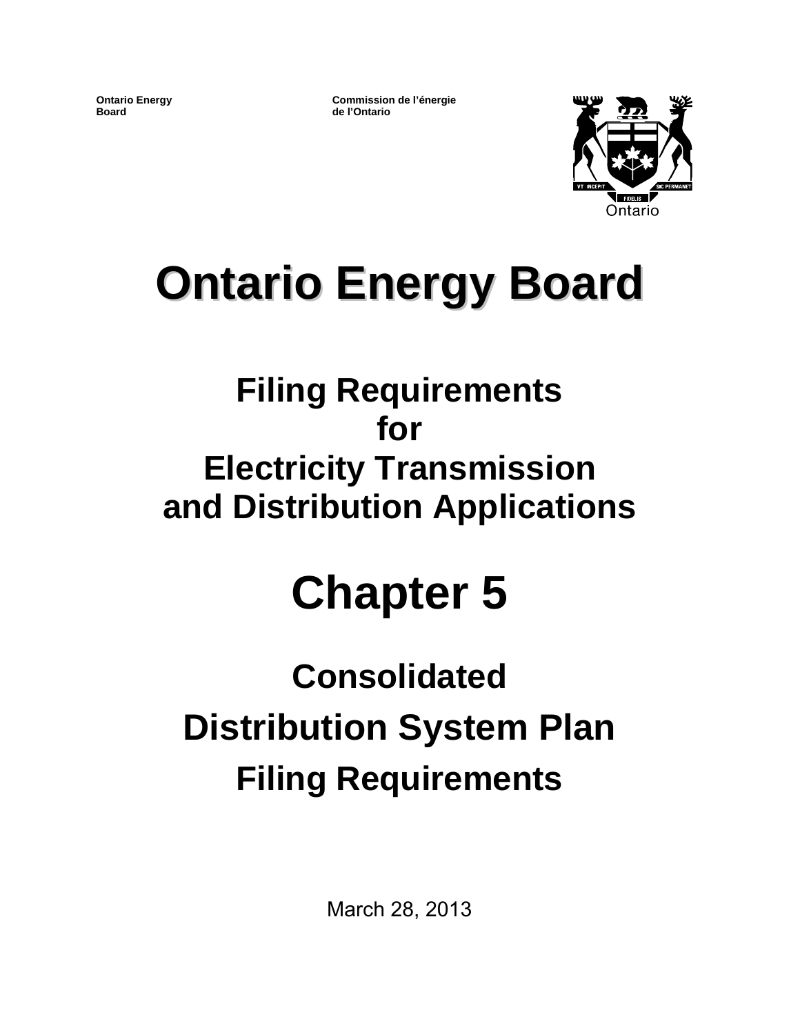Ontario Energy Board

Commission de l'énergie de l'Ontario

# Ontario Energy Board

## Filing Requirements for Electricity Transmission and Distribution Applications

# Chapter 5

## Consolidated Distribution System Plan Filing Requirements

March 28, 2013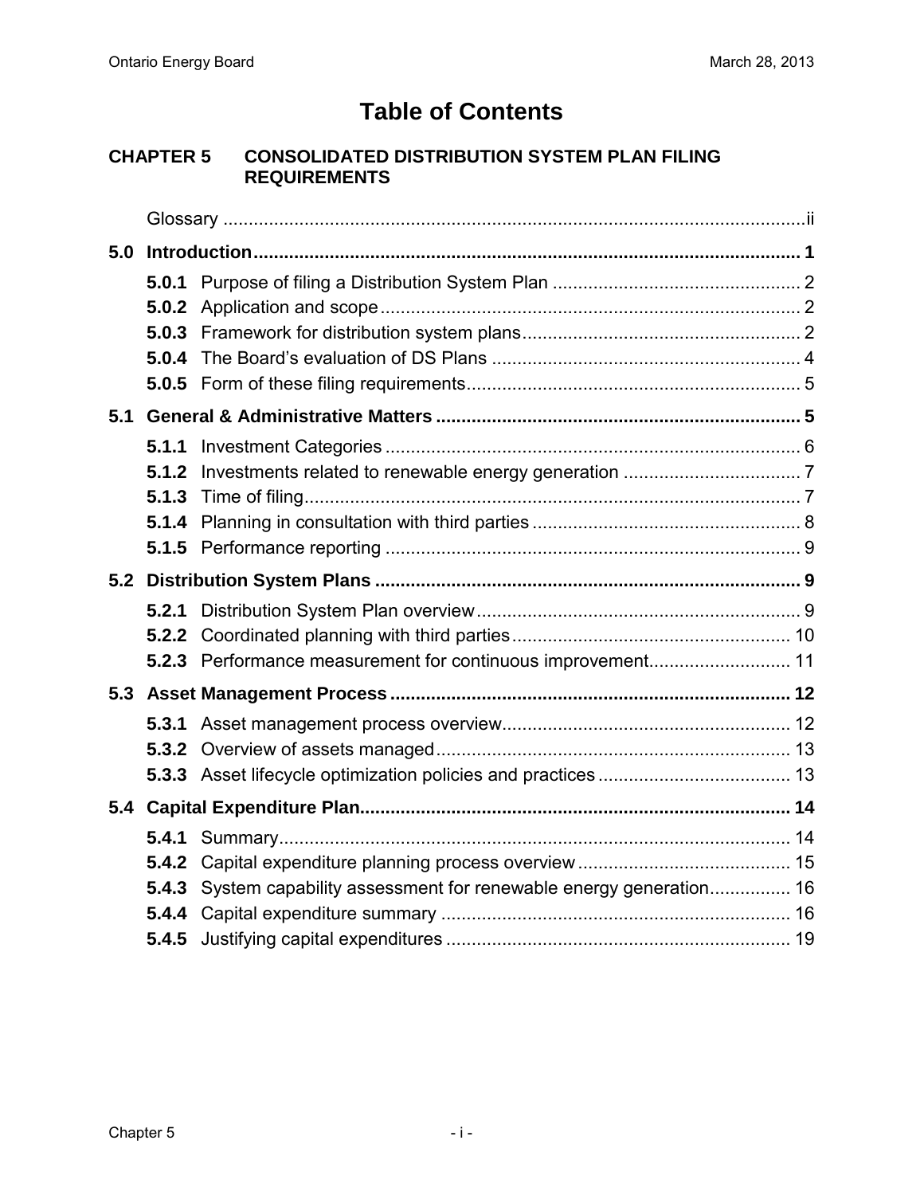# Table of Contents

## CHAPTER 5 CONSOLIDATED DISTRIBUTION SYSTEM PLAN FILING REQUIREMENTS

Glossary .................................................................................................................ii

**5.0 Introduction ........................................................................................................... 1**

- **5.0.1** Purpose of filing a Distribution System Plan ................................................. 2
- **5.0.2** Application and scope .................................................................................. 2
- **5.0.3** Framework for distribution system plans ....................................................... 2
- **5.0.4** The Board's evaluation of DS Plans ............................................................ 4
- **5.0.5** Form of these filing requirements ................................................................. 5

**5.1 General & Administrative Matters ....................................................................... 5**

- **5.1.1** Investment Categories ................................................................................. 6
- **5.1.2** Investments related to renewable energy generation ................................... 7
- **5.1.3** Time of filing ................................................................................................. 7
- **5.1.4** Planning in consultation with third parties .................................................... 8
- **5.1.5** Performance reporting ................................................................................. 9

**5.2 Distribution System Plans .................................................................................... 9**

- **5.2.1** Distribution System Plan overview ............................................................... 9
- **5.2.2** Coordinated planning with third parties ....................................................... 10
- **5.2.3** Performance measurement for continuous improvement ............................ 11

**5.3 Asset Management Process .............................................................................. 12**

- **5.3.1** Asset management process overview ......................................................... 12
- **5.3.2** Overview of assets managed ...................................................................... 13
- **5.3.3** Asset lifecycle optimization policies and practices ...................................... 13

**5.4 Capital Expenditure Plan ................................................................................... 14**

- **5.4.1** Summary .................................................................................................... 14
- **5.4.2** Capital expenditure planning process overview .......................................... 15
- **5.4.3** System capability assessment for renewable energy generation ................ 16
- **5.4.4** Capital expenditure summary ..................................................................... 16
- **5.4.5** Justifying capital expenditures .................................................................... 19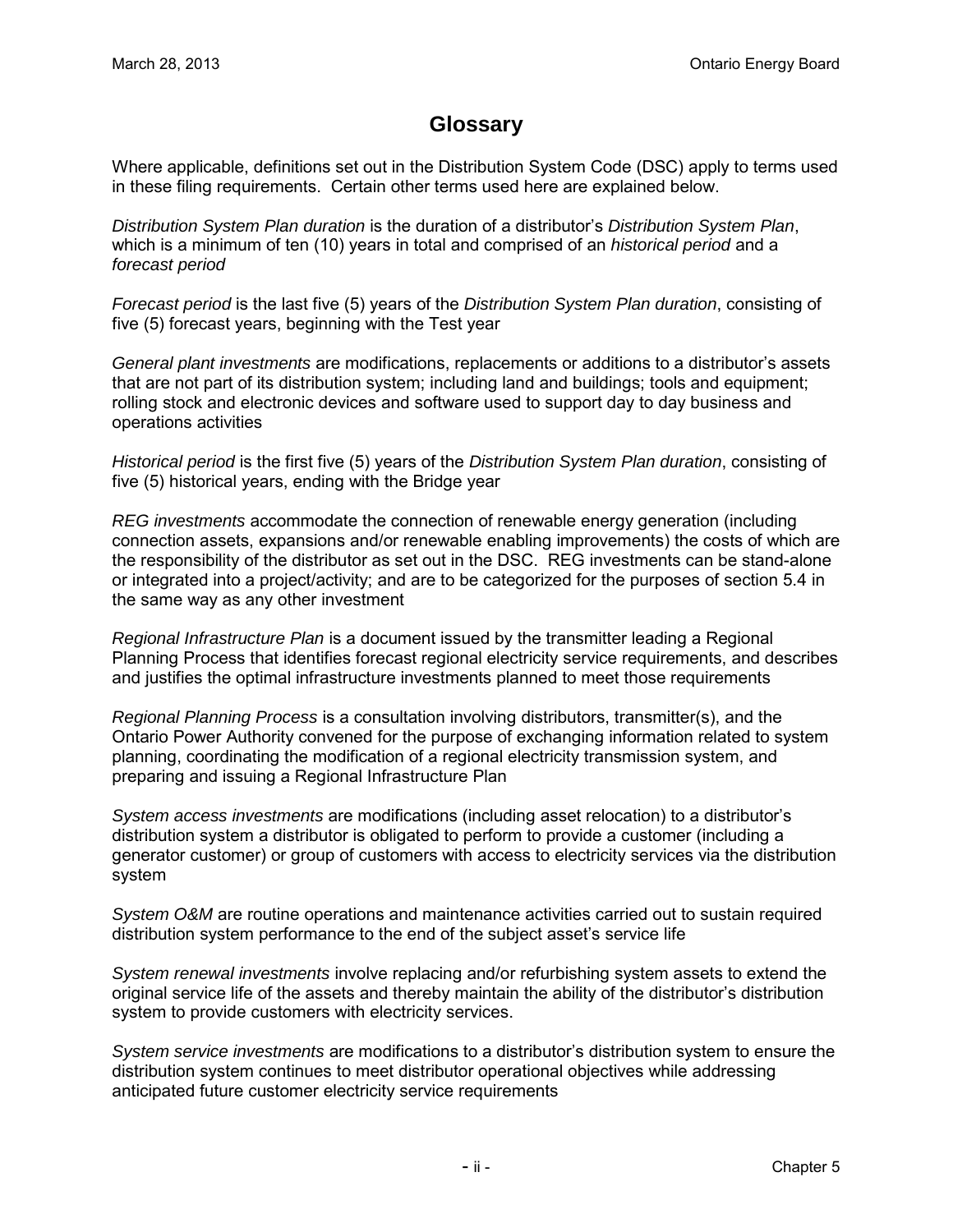# Glossary

Where applicable, definitions set out in the Distribution System Code (DSC) apply to terms used in these filing requirements. Certain other terms used here are explained below.

*Distribution System Plan duration* is the duration of a distributor's *Distribution System Plan*, which is a minimum of ten (10) years in total and comprised of an *historical period* and a *forecast period*

*Forecast period* is the last five (5) years of the *Distribution System Plan duration*, consisting of five (5) forecast years, beginning with the Test year

*General plant investments* are modifications, replacements or additions to a distributor's assets that are not part of its distribution system; including land and buildings; tools and equipment; rolling stock and electronic devices and software used to support day to day business and operations activities

*Historical period* is the first five (5) years of the *Distribution System Plan duration*, consisting of five (5) historical years, ending with the Bridge year

*REG investments* accommodate the connection of renewable energy generation (including connection assets, expansions and/or renewable enabling improvements) the costs of which are the responsibility of the distributor as set out in the DSC. REG investments can be stand-alone or integrated into a project/activity; and are to be categorized for the purposes of section 5.4 in the same way as any other investment

*Regional Infrastructure Plan* is a document issued by the transmitter leading a Regional Planning Process that identifies forecast regional electricity service requirements, and describes and justifies the optimal infrastructure investments planned to meet those requirements

*Regional Planning Process* is a consultation involving distributors, transmitter(s), and the Ontario Power Authority convened for the purpose of exchanging information related to system planning, coordinating the modification of a regional electricity transmission system, and preparing and issuing a Regional Infrastructure Plan

*System access investments* are modifications (including asset relocation) to a distributor's distribution system a distributor is obligated to perform to provide a customer (including a generator customer) or group of customers with access to electricity services via the distribution system

*System O&M* are routine operations and maintenance activities carried out to sustain required distribution system performance to the end of the subject asset's service life

*System renewal investments* involve replacing and/or refurbishing system assets to extend the original service life of the assets and thereby maintain the ability of the distributor's distribution system to provide customers with electricity services.

*System service investments* are modifications to a distributor's distribution system to ensure the distribution system continues to meet distributor operational objectives while addressing anticipated future customer electricity service requirements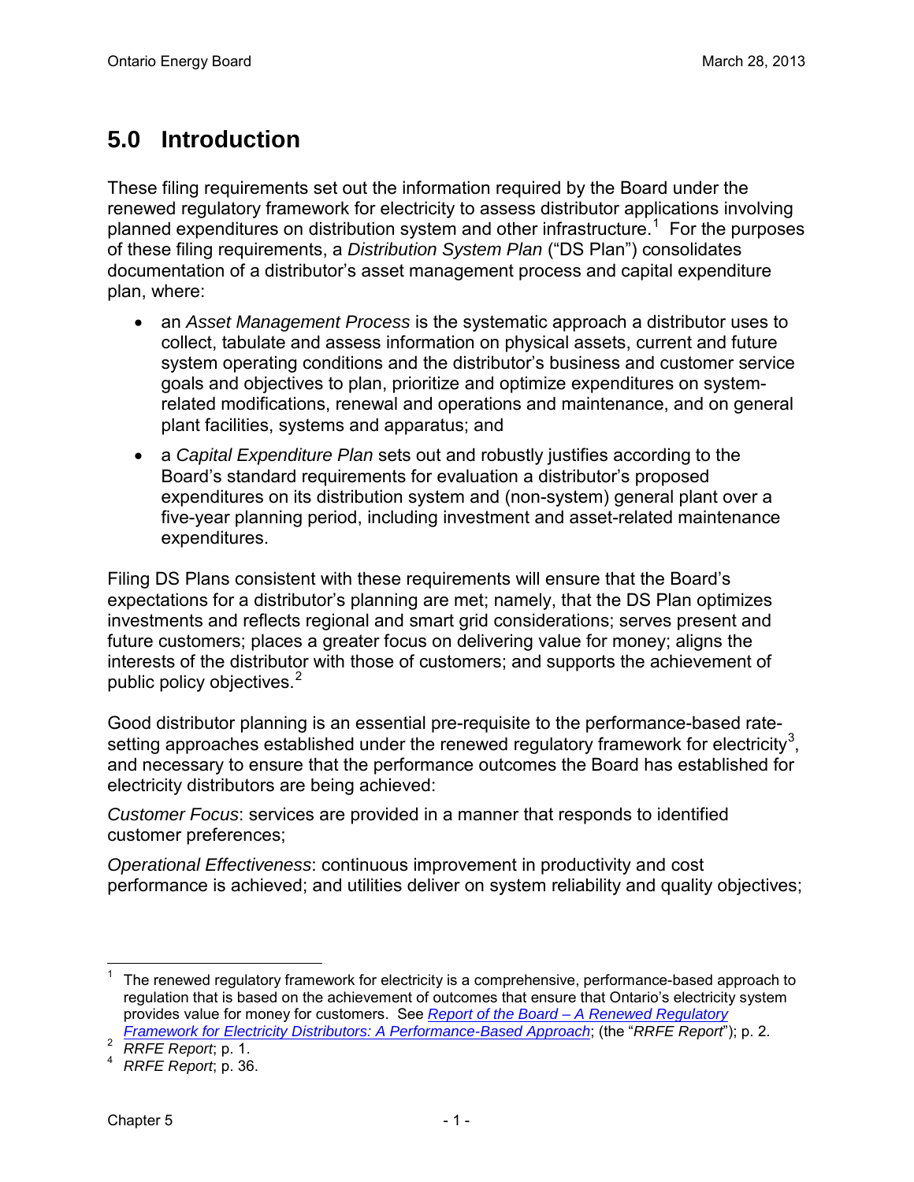# 5.0 Introduction

These filing requirements set out the information required by the Board under the renewed regulatory framework for electricity to assess distributor applications involving planned expenditures on distribution system and other infrastructure.[1] For the purposes of these filing requirements, a *Distribution System Plan* ("DS Plan") consolidates documentation of a distributor's asset management process and capital expenditure plan, where:

- an *Asset Management Process* is the systematic approach a distributor uses to collect, tabulate and assess information on physical assets, current and future system operating conditions and the distributor's business and customer service goals and objectives to plan, prioritize and optimize expenditures on system-related modifications, renewal and operations and maintenance, and on general plant facilities, systems and apparatus; and
- a *Capital Expenditure Plan* sets out and robustly justifies according to the Board's standard requirements for evaluation a distributor's proposed expenditures on its distribution system and (non-system) general plant over a five-year planning period, including investment and asset-related maintenance expenditures.

Filing DS Plans consistent with these requirements will ensure that the Board's expectations for a distributor's planning are met; namely, that the DS Plan optimizes investments and reflects regional and smart grid considerations; serves present and future customers; places a greater focus on delivering value for money; aligns the interests of the distributor with those of customers; and supports the achievement of public policy objectives.[2]

Good distributor planning is an essential pre-requisite to the performance-based rate-setting approaches established under the renewed regulatory framework for electricity[3], and necessary to ensure that the performance outcomes the Board has established for electricity distributors are being achieved:

*Customer Focus*: services are provided in a manner that responds to identified customer preferences;

*Operational Effectiveness*: continuous improvement in productivity and cost performance is achieved; and utilities deliver on system reliability and quality objectives;

---

[1] The renewed regulatory framework for electricity is a comprehensive, performance-based approach to regulation that is based on the achievement of outcomes that ensure that Ontario's electricity system provides value for money for customers. See *Report of the Board – A Renewed Regulatory Framework for Electricity Distributors: A Performance-Based Approach*; (the "*RRFE Report*"); p. 2.

[2] *RRFE Report*; p. 1.

[4] *RRFE Report*; p. 36.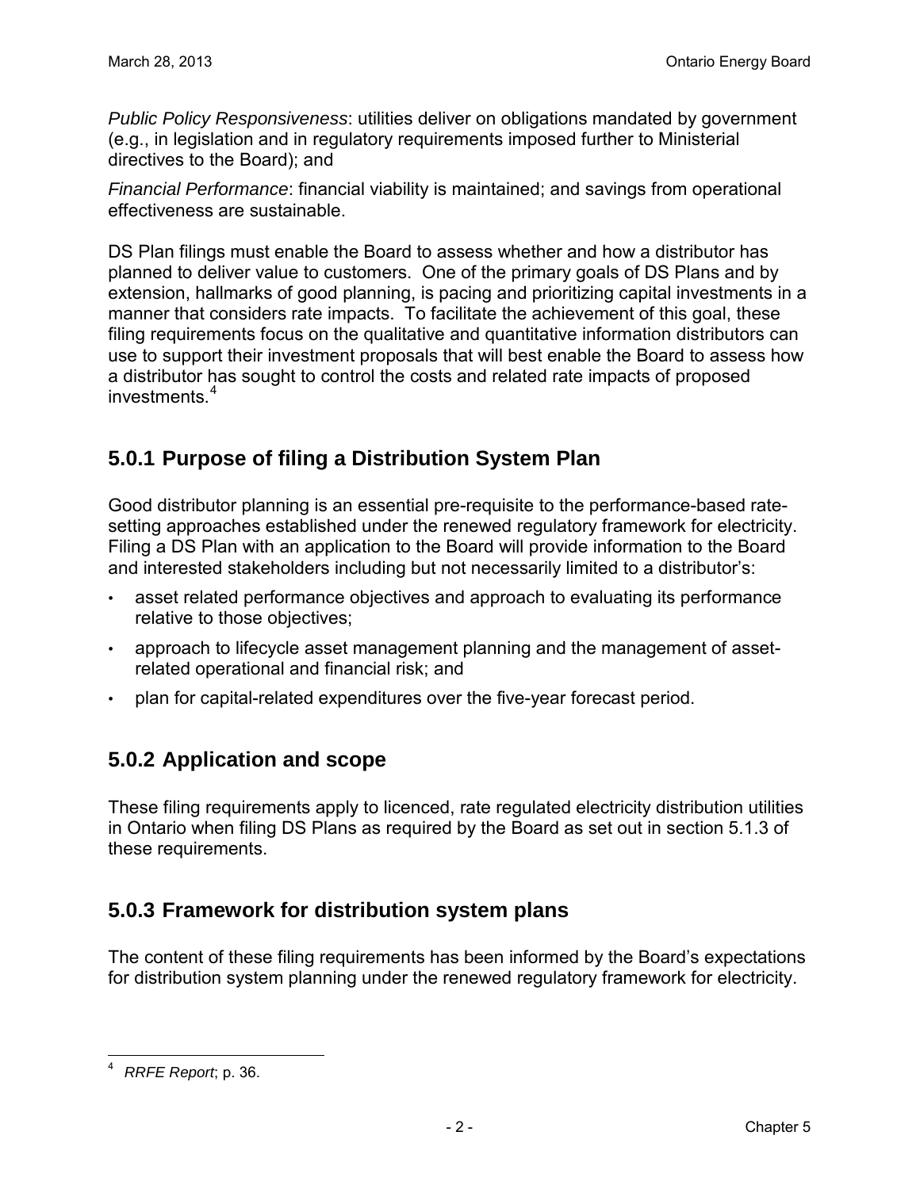*Public Policy Responsiveness*: utilities deliver on obligations mandated by government (e.g., in legislation and in regulatory requirements imposed further to Ministerial directives to the Board); and

*Financial Performance*: financial viability is maintained; and savings from operational effectiveness are sustainable.

DS Plan filings must enable the Board to assess whether and how a distributor has planned to deliver value to customers. One of the primary goals of DS Plans and by extension, hallmarks of good planning, is pacing and prioritizing capital investments in a manner that considers rate impacts. To facilitate the achievement of this goal, these filing requirements focus on the qualitative and quantitative information distributors can use to support their investment proposals that will best enable the Board to assess how a distributor has sought to control the costs and related rate impacts of proposed investments.[4]

## 5.0.1 Purpose of filing a Distribution System Plan

Good distributor planning is an essential pre-requisite to the performance-based rate-setting approaches established under the renewed regulatory framework for electricity. Filing a DS Plan with an application to the Board will provide information to the Board and interested stakeholders including but not necessarily limited to a distributor's:

- asset related performance objectives and approach to evaluating its performance relative to those objectives;
- approach to lifecycle asset management planning and the management of asset-related operational and financial risk; and
- plan for capital-related expenditures over the five-year forecast period.

## 5.0.2 Application and scope

These filing requirements apply to licenced, rate regulated electricity distribution utilities in Ontario when filing DS Plans as required by the Board as set out in section 5.1.3 of these requirements.

## 5.0.3 Framework for distribution system plans

The content of these filing requirements has been informed by the Board's expectations for distribution system planning under the renewed regulatory framework for electricity.

---

[4] *RRFE Report*; p. 36.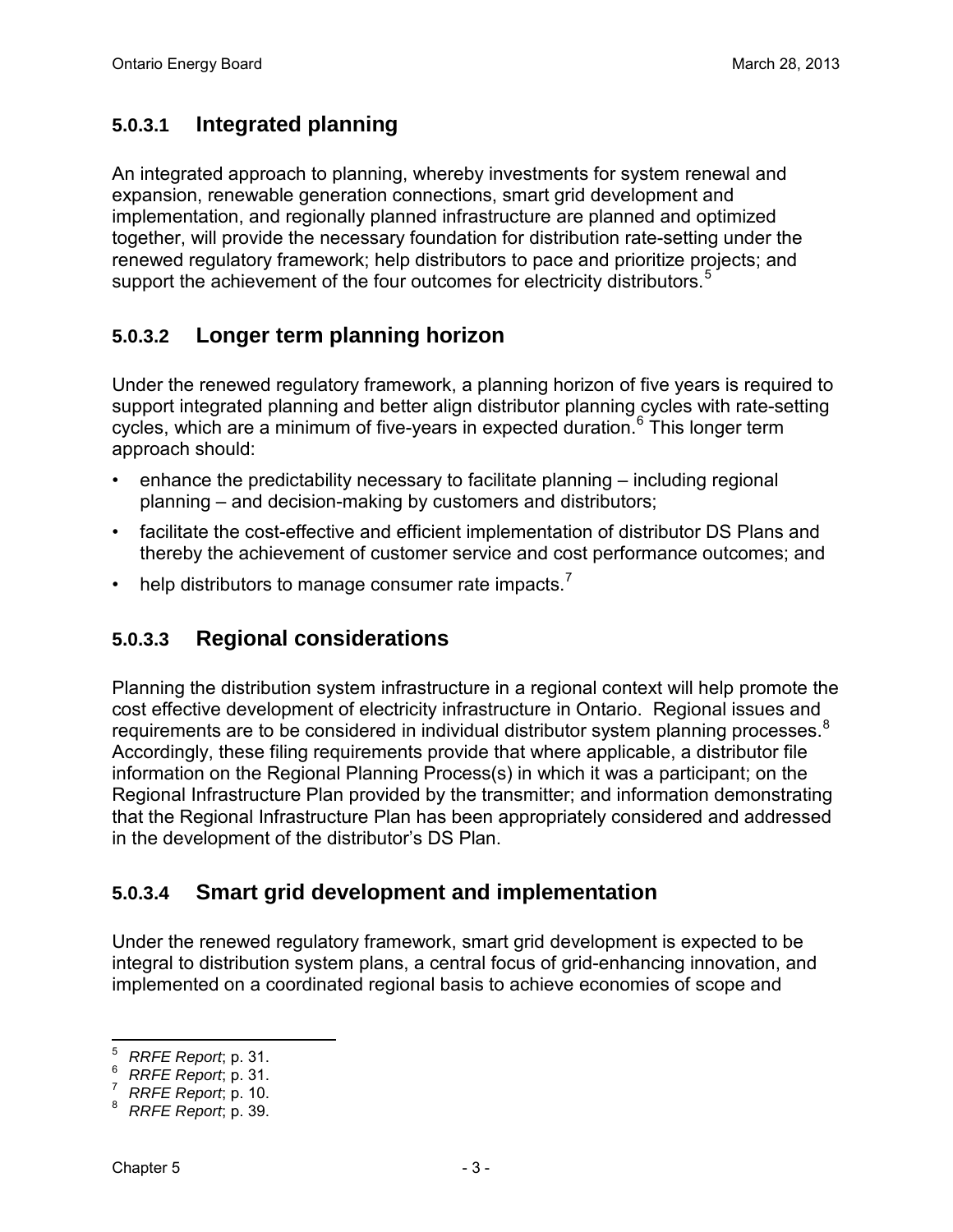#### 5.0.3.1 Integrated planning

An integrated approach to planning, whereby investments for system renewal and expansion, renewable generation connections, smart grid development and implementation, and regionally planned infrastructure are planned and optimized together, will provide the necessary foundation for distribution rate-setting under the renewed regulatory framework; help distributors to pace and prioritize projects; and support the achievement of the four outcomes for electricity distributors.[5]

#### 5.0.3.2 Longer term planning horizon

Under the renewed regulatory framework, a planning horizon of five years is required to support integrated planning and better align distributor planning cycles with rate-setting cycles, which are a minimum of five-years in expected duration.[6] This longer term approach should:

- enhance the predictability necessary to facilitate planning – including regional planning – and decision-making by customers and distributors;
- facilitate the cost-effective and efficient implementation of distributor DS Plans and thereby the achievement of customer service and cost performance outcomes; and
- help distributors to manage consumer rate impacts.[7]

#### 5.0.3.3 Regional considerations

Planning the distribution system infrastructure in a regional context will help promote the cost effective development of electricity infrastructure in Ontario. Regional issues and requirements are to be considered in individual distributor system planning processes.[8] Accordingly, these filing requirements provide that where applicable, a distributor file information on the Regional Planning Process(s) in which it was a participant; on the Regional Infrastructure Plan provided by the transmitter; and information demonstrating that the Regional Infrastructure Plan has been appropriately considered and addressed in the development of the distributor's DS Plan.

#### 5.0.3.4 Smart grid development and implementation

Under the renewed regulatory framework, smart grid development is expected to be integral to distribution system plans, a central focus of grid-enhancing innovation, and implemented on a coordinated regional basis to achieve economies of scope and

---

[5] *RRFE Report*; p. 31.
[6] *RRFE Report*; p. 31.
[7] *RRFE Report*; p. 10.
[8] *RRFE Report*; p. 39.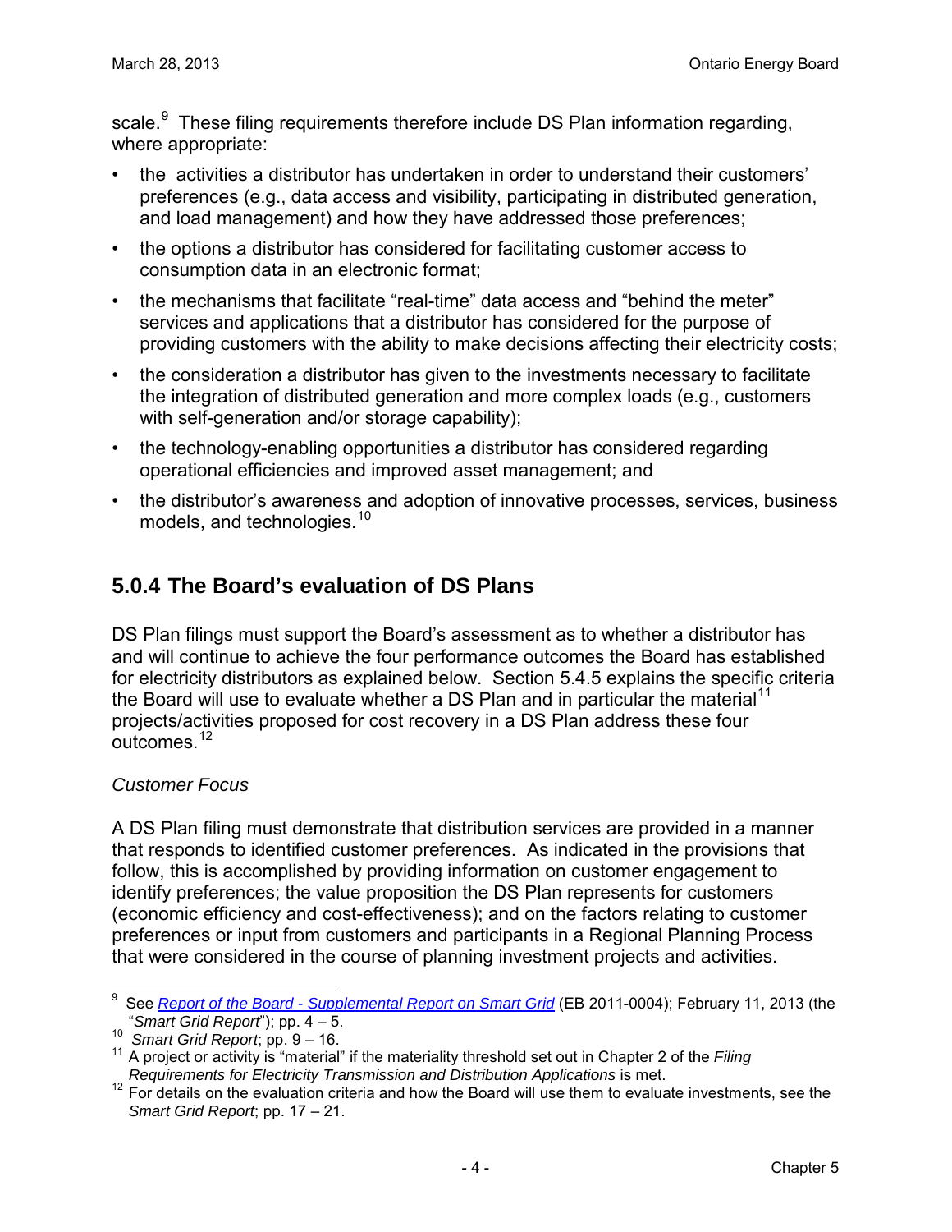scale.[9] These filing requirements therefore include DS Plan information regarding, where appropriate:

- the activities a distributor has undertaken in order to understand their customers' preferences (e.g., data access and visibility, participating in distributed generation, and load management) and how they have addressed those preferences;
- the options a distributor has considered for facilitating customer access to consumption data in an electronic format;
- the mechanisms that facilitate "real-time" data access and "behind the meter" services and applications that a distributor has considered for the purpose of providing customers with the ability to make decisions affecting their electricity costs;
- the consideration a distributor has given to the investments necessary to facilitate the integration of distributed generation and more complex loads (e.g., customers with self-generation and/or storage capability);
- the technology-enabling opportunities a distributor has considered regarding operational efficiencies and improved asset management; and
- the distributor's awareness and adoption of innovative processes, services, business models, and technologies.[10]

## 5.0.4 The Board's evaluation of DS Plans

DS Plan filings must support the Board's assessment as to whether a distributor has and will continue to achieve the four performance outcomes the Board has established for electricity distributors as explained below. Section 5.4.5 explains the specific criteria the Board will use to evaluate whether a DS Plan and in particular the material[11] projects/activities proposed for cost recovery in a DS Plan address these four outcomes.[12]

*Customer Focus*

A DS Plan filing must demonstrate that distribution services are provided in a manner that responds to identified customer preferences. As indicated in the provisions that follow, this is accomplished by providing information on customer engagement to identify preferences; the value proposition the DS Plan represents for customers (economic efficiency and cost-effectiveness); and on the factors relating to customer preferences or input from customers and participants in a Regional Planning Process that were considered in the course of planning investment projects and activities.

---

[9] See *Report of the Board - Supplemental Report on Smart Grid* (EB 2011-0004); February 11, 2013 (the "*Smart Grid Report*"); pp. 4 – 5.

[10] *Smart Grid Report*; pp. 9 – 16.

[11] A project or activity is "material" if the materiality threshold set out in Chapter 2 of the *Filing Requirements for Electricity Transmission and Distribution Applications* is met.

[12] For details on the evaluation criteria and how the Board will use them to evaluate investments, see the *Smart Grid Report*; pp. 17 – 21.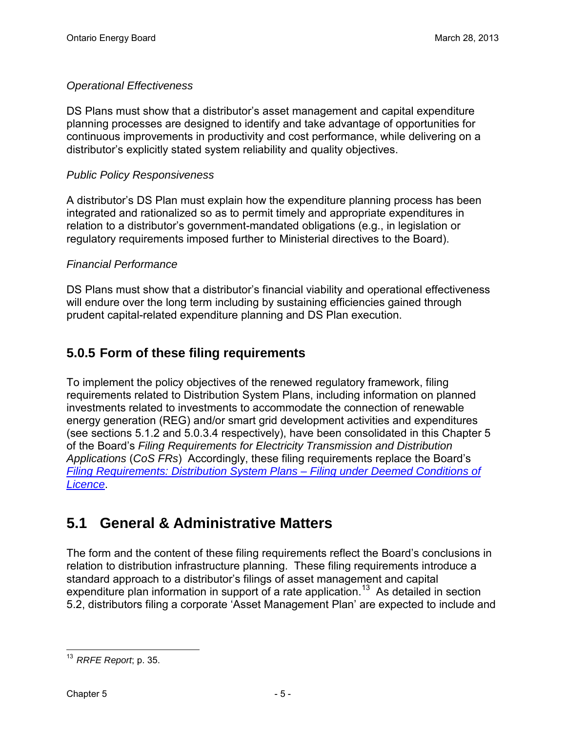*Operational Effectiveness*

DS Plans must show that a distributor's asset management and capital expenditure planning processes are designed to identify and take advantage of opportunities for continuous improvements in productivity and cost performance, while delivering on a distributor's explicitly stated system reliability and quality objectives.

*Public Policy Responsiveness*

A distributor's DS Plan must explain how the expenditure planning process has been integrated and rationalized so as to permit timely and appropriate expenditures in relation to a distributor's government-mandated obligations (e.g., in legislation or regulatory requirements imposed further to Ministerial directives to the Board).

*Financial Performance*

DS Plans must show that a distributor's financial viability and operational effectiveness will endure over the long term including by sustaining efficiencies gained through prudent capital-related expenditure planning and DS Plan execution.

### 5.0.5 Form of these filing requirements

To implement the policy objectives of the renewed regulatory framework, filing requirements related to Distribution System Plans, including information on planned investments related to investments to accommodate the connection of renewable energy generation (REG) and/or smart grid development activities and expenditures (see sections 5.1.2 and 5.0.3.4 respectively), have been consolidated in this Chapter 5 of the Board's *Filing Requirements for Electricity Transmission and Distribution Applications* (*CoS FRs*) Accordingly, these filing requirements replace the Board's *Filing Requirements: Distribution System Plans – Filing under Deemed Conditions of Licence*.

## 5.1 General & Administrative Matters

The form and the content of these filing requirements reflect the Board's conclusions in relation to distribution infrastructure planning. These filing requirements introduce a standard approach to a distributor's filings of asset management and capital expenditure plan information in support of a rate application.[13] As detailed in section 5.2, distributors filing a corporate 'Asset Management Plan' are expected to include and

[13] *RRFE Report*; p. 35.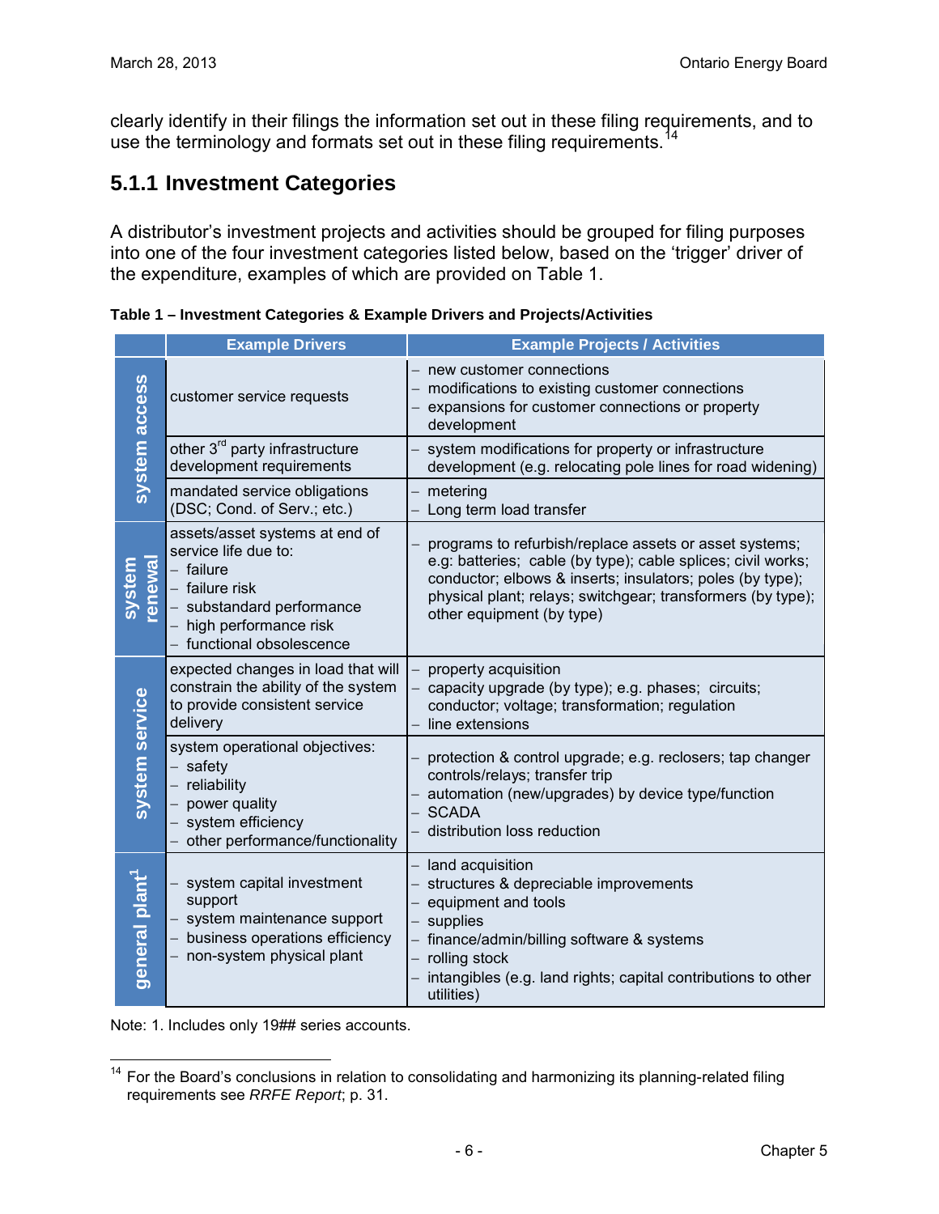clearly identify in their filings the information set out in these filing requirements, and to use the terminology and formats set out in these filing requirements.[14]

## 5.1.1 Investment Categories

A distributor's investment projects and activities should be grouped for filing purposes into one of the four investment categories listed below, based on the 'trigger' driver of the expenditure, examples of which are provided on Table 1.

**Table 1 – Investment Categories & Example Drivers and Projects/Activities**

| | Example Drivers | Example Projects / Activities |
|---|---|---|
| **system access** | customer service requests | – new customer connections<br>– modifications to existing customer connections<br>– expansions for customer connections or property development |
| | other 3rd party infrastructure development requirements | – system modifications for property or infrastructure development (e.g. relocating pole lines for road widening) |
| | mandated service obligations (DSC; Cond. of Serv.; etc.) | – metering<br>– Long term load transfer |
| **system renewal** | assets/asset systems at end of service life due to:<br>– failure<br>– failure risk<br>– substandard performance<br>– high performance risk<br>– functional obsolescence | – programs to refurbish/replace assets or asset systems; e.g: batteries; cable (by type); cable splices; civil works; conductor; elbows & inserts; insulators; poles (by type); physical plant; relays; switchgear; transformers (by type); other equipment (by type) |
| **system service** | expected changes in load that will constrain the ability of the system to provide consistent service delivery | – property acquisition<br>– capacity upgrade (by type); e.g. phases; circuits; conductor; voltage; transformation; regulation<br>– line extensions |
| | system operational objectives:<br>– safety<br>– reliability<br>– power quality<br>– system efficiency<br>– other performance/functionality | – protection & control upgrade; e.g. reclosers; tap changer controls/relays; transfer trip<br>– automation (new/upgrades) by device type/function<br>– SCADA<br>– distribution loss reduction |
| **general plant**[1] | – system capital investment support<br>– system maintenance support<br>– business operations efficiency<br>– non-system physical plant | – land acquisition<br>– structures & depreciable improvements<br>– equipment and tools<br>– supplies<br>– finance/admin/billing software & systems<br>– rolling stock<br>– intangibles (e.g. land rights; capital contributions to other utilities) |

Note: 1. Includes only 19## series accounts.

---

[14] For the Board's conclusions in relation to consolidating and harmonizing its planning-related filing requirements see *RRFE Report*; p. 31.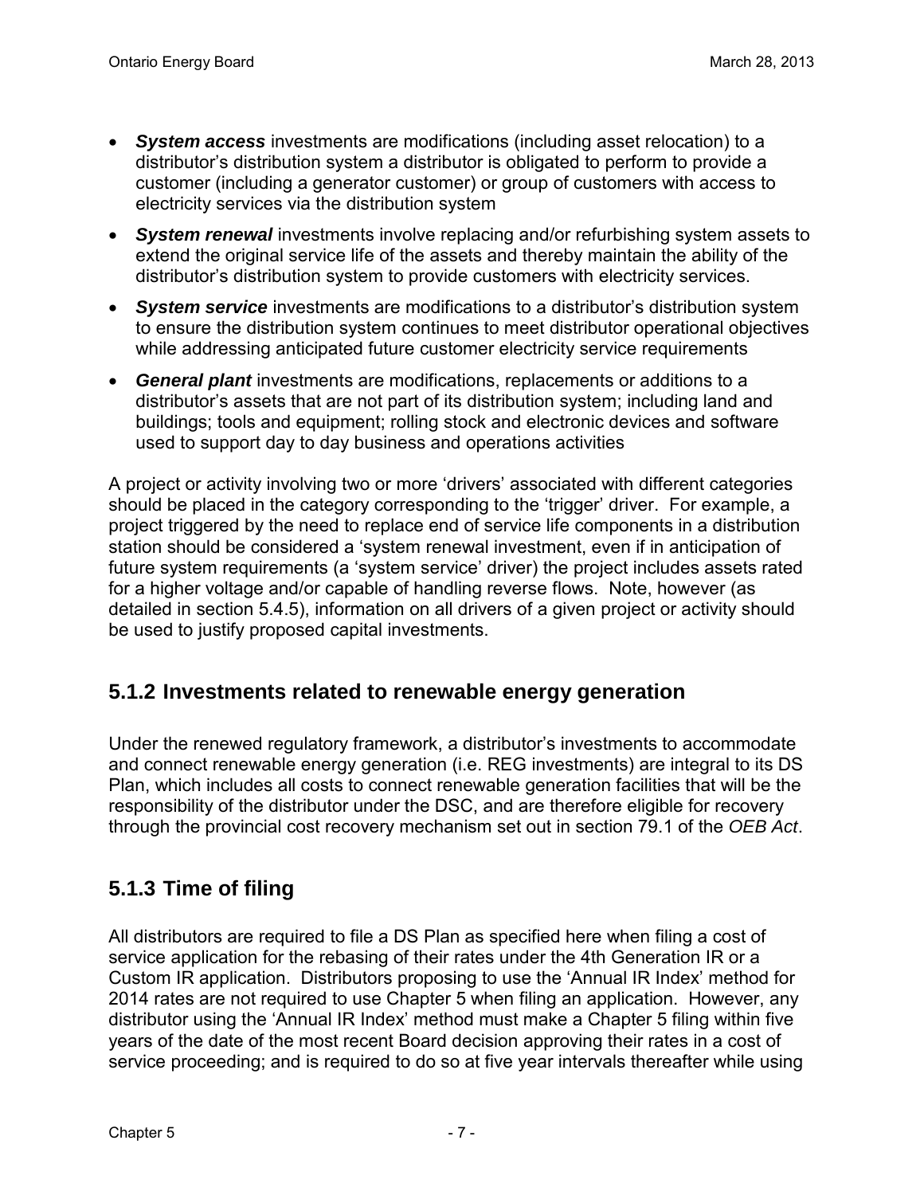- ***System access*** investments are modifications (including asset relocation) to a distributor's distribution system a distributor is obligated to perform to provide a customer (including a generator customer) or group of customers with access to electricity services via the distribution system
- ***System renewal*** investments involve replacing and/or refurbishing system assets to extend the original service life of the assets and thereby maintain the ability of the distributor's distribution system to provide customers with electricity services.
- ***System service*** investments are modifications to a distributor's distribution system to ensure the distribution system continues to meet distributor operational objectives while addressing anticipated future customer electricity service requirements
- ***General plant*** investments are modifications, replacements or additions to a distributor's assets that are not part of its distribution system; including land and buildings; tools and equipment; rolling stock and electronic devices and software used to support day to day business and operations activities

A project or activity involving two or more 'drivers' associated with different categories should be placed in the category corresponding to the 'trigger' driver. For example, a project triggered by the need to replace end of service life components in a distribution station should be considered a 'system renewal investment, even if in anticipation of future system requirements (a 'system service' driver) the project includes assets rated for a higher voltage and/or capable of handling reverse flows. Note, however (as detailed in section 5.4.5), information on all drivers of a given project or activity should be used to justify proposed capital investments.

### 5.1.2 Investments related to renewable energy generation

Under the renewed regulatory framework, a distributor's investments to accommodate and connect renewable energy generation (i.e. REG investments) are integral to its DS Plan, which includes all costs to connect renewable generation facilities that will be the responsibility of the distributor under the DSC, and are therefore eligible for recovery through the provincial cost recovery mechanism set out in section 79.1 of the *OEB Act*.

### 5.1.3 Time of filing

All distributors are required to file a DS Plan as specified here when filing a cost of service application for the rebasing of their rates under the 4th Generation IR or a Custom IR application. Distributors proposing to use the 'Annual IR Index' method for 2014 rates are not required to use Chapter 5 when filing an application. However, any distributor using the 'Annual IR Index' method must make a Chapter 5 filing within five years of the date of the most recent Board decision approving their rates in a cost of service proceeding; and is required to do so at five year intervals thereafter while using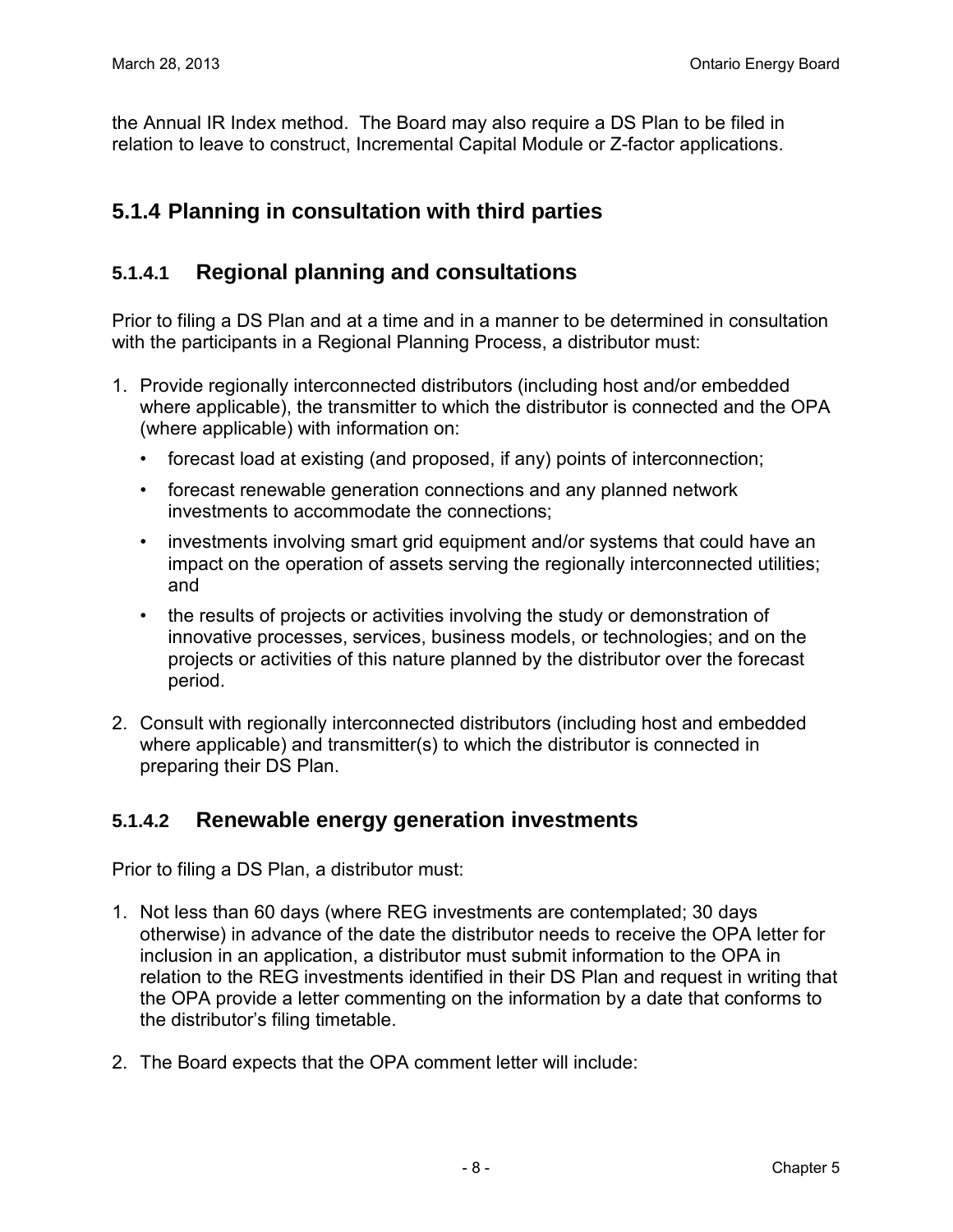the Annual IR Index method. The Board may also require a DS Plan to be filed in relation to leave to construct, Incremental Capital Module or Z-factor applications.

## 5.1.4 Planning in consultation with third parties

### 5.1.4.1 Regional planning and consultations

Prior to filing a DS Plan and at a time and in a manner to be determined in consultation with the participants in a Regional Planning Process, a distributor must:

1. Provide regionally interconnected distributors (including host and/or embedded where applicable), the transmitter to which the distributor is connected and the OPA (where applicable) with information on:
   - forecast load at existing (and proposed, if any) points of interconnection;
   - forecast renewable generation connections and any planned network investments to accommodate the connections;
   - investments involving smart grid equipment and/or systems that could have an impact on the operation of assets serving the regionally interconnected utilities; and
   - the results of projects or activities involving the study or demonstration of innovative processes, services, business models, or technologies; and on the projects or activities of this nature planned by the distributor over the forecast period.
2. Consult with regionally interconnected distributors (including host and embedded where applicable) and transmitter(s) to which the distributor is connected in preparing their DS Plan.

### 5.1.4.2 Renewable energy generation investments

Prior to filing a DS Plan, a distributor must:

1. Not less than 60 days (where REG investments are contemplated; 30 days otherwise) in advance of the date the distributor needs to receive the OPA letter for inclusion in an application, a distributor must submit information to the OPA in relation to the REG investments identified in their DS Plan and request in writing that the OPA provide a letter commenting on the information by a date that conforms to the distributor's filing timetable.
2. The Board expects that the OPA comment letter will include: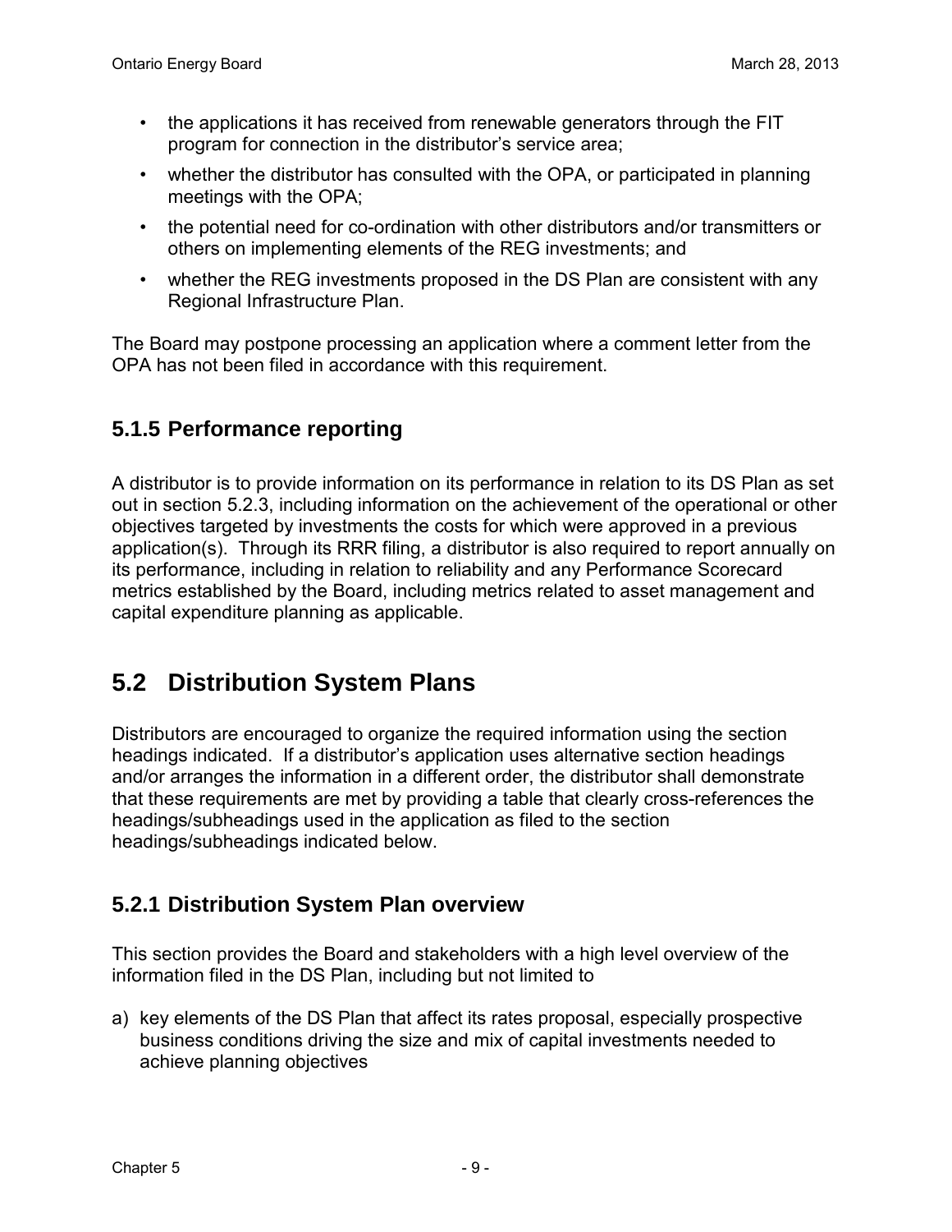- the applications it has received from renewable generators through the FIT program for connection in the distributor's service area;
- whether the distributor has consulted with the OPA, or participated in planning meetings with the OPA;
- the potential need for co-ordination with other distributors and/or transmitters or others on implementing elements of the REG investments; and
- whether the REG investments proposed in the DS Plan are consistent with any Regional Infrastructure Plan.

The Board may postpone processing an application where a comment letter from the OPA has not been filed in accordance with this requirement.

### 5.1.5 Performance reporting

A distributor is to provide information on its performance in relation to its DS Plan as set out in section 5.2.3, including information on the achievement of the operational or other objectives targeted by investments the costs for which were approved in a previous application(s). Through its RRR filing, a distributor is also required to report annually on its performance, including in relation to reliability and any Performance Scorecard metrics established by the Board, including metrics related to asset management and capital expenditure planning as applicable.

## 5.2 Distribution System Plans

Distributors are encouraged to organize the required information using the section headings indicated. If a distributor's application uses alternative section headings and/or arranges the information in a different order, the distributor shall demonstrate that these requirements are met by providing a table that clearly cross-references the headings/subheadings used in the application as filed to the section headings/subheadings indicated below.

### 5.2.1 Distribution System Plan overview

This section provides the Board and stakeholders with a high level overview of the information filed in the DS Plan, including but not limited to

a) key elements of the DS Plan that affect its rates proposal, especially prospective business conditions driving the size and mix of capital investments needed to achieve planning objectives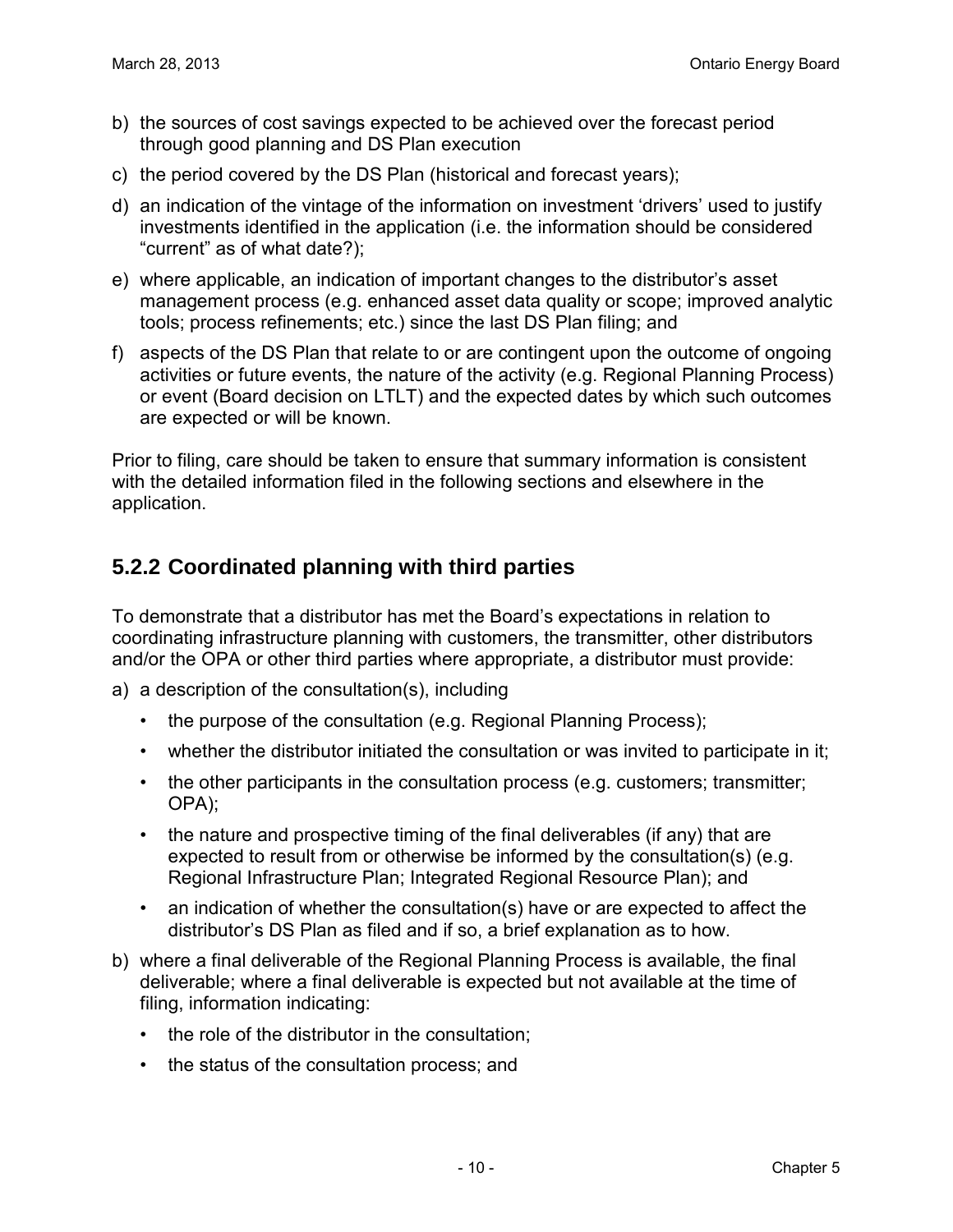b) the sources of cost savings expected to be achieved over the forecast period through good planning and DS Plan execution

c) the period covered by the DS Plan (historical and forecast years);

d) an indication of the vintage of the information on investment 'drivers' used to justify investments identified in the application (i.e. the information should be considered "current" as of what date?);

e) where applicable, an indication of important changes to the distributor's asset management process (e.g. enhanced asset data quality or scope; improved analytic tools; process refinements; etc.) since the last DS Plan filing; and

f) aspects of the DS Plan that relate to or are contingent upon the outcome of ongoing activities or future events, the nature of the activity (e.g. Regional Planning Process) or event (Board decision on LTLT) and the expected dates by which such outcomes are expected or will be known.

Prior to filing, care should be taken to ensure that summary information is consistent with the detailed information filed in the following sections and elsewhere in the application.

## 5.2.2 Coordinated planning with third parties

To demonstrate that a distributor has met the Board's expectations in relation to coordinating infrastructure planning with customers, the transmitter, other distributors and/or the OPA or other third parties where appropriate, a distributor must provide:

a) a description of the consultation(s), including
   - the purpose of the consultation (e.g. Regional Planning Process);
   - whether the distributor initiated the consultation or was invited to participate in it;
   - the other participants in the consultation process (e.g. customers; transmitter; OPA);
   - the nature and prospective timing of the final deliverables (if any) that are expected to result from or otherwise be informed by the consultation(s) (e.g. Regional Infrastructure Plan; Integrated Regional Resource Plan); and
   - an indication of whether the consultation(s) have or are expected to affect the distributor's DS Plan as filed and if so, a brief explanation as to how.

b) where a final deliverable of the Regional Planning Process is available, the final deliverable; where a final deliverable is expected but not available at the time of filing, information indicating:
   - the role of the distributor in the consultation;
   - the status of the consultation process; and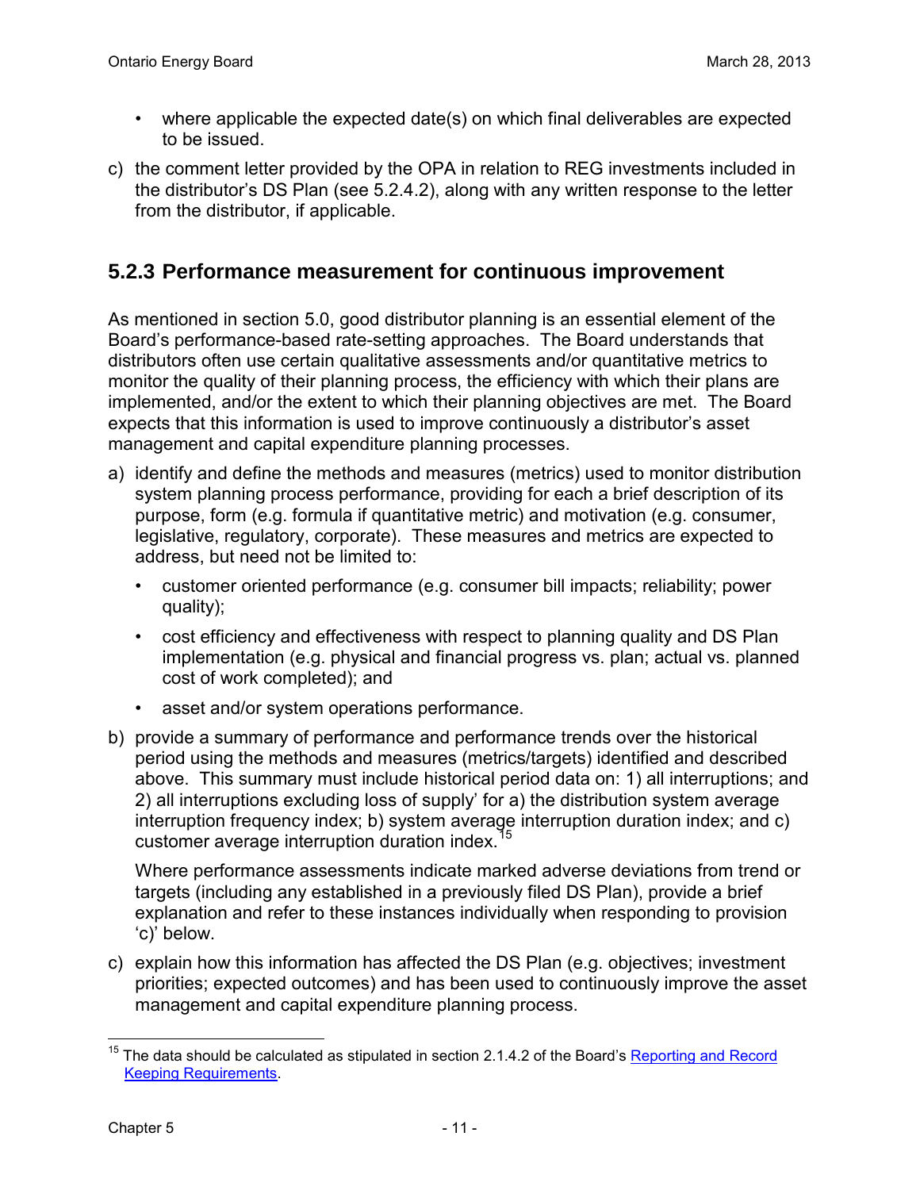- where applicable the expected date(s) on which final deliverables are expected to be issued.

c) the comment letter provided by the OPA in relation to REG investments included in the distributor's DS Plan (see 5.2.4.2), along with any written response to the letter from the distributor, if applicable.

### 5.2.3 Performance measurement for continuous improvement

As mentioned in section 5.0, good distributor planning is an essential element of the Board's performance-based rate-setting approaches. The Board understands that distributors often use certain qualitative assessments and/or quantitative metrics to monitor the quality of their planning process, the efficiency with which their plans are implemented, and/or the extent to which their planning objectives are met. The Board expects that this information is used to improve continuously a distributor's asset management and capital expenditure planning processes.

a) identify and define the methods and measures (metrics) used to monitor distribution system planning process performance, providing for each a brief description of its purpose, form (e.g. formula if quantitative metric) and motivation (e.g. consumer, legislative, regulatory, corporate). These measures and metrics are expected to address, but need not be limited to:

   - customer oriented performance (e.g. consumer bill impacts; reliability; power quality);
   - cost efficiency and effectiveness with respect to planning quality and DS Plan implementation (e.g. physical and financial progress vs. plan; actual vs. planned cost of work completed); and
   - asset and/or system operations performance.

b) provide a summary of performance and performance trends over the historical period using the methods and measures (metrics/targets) identified and described above. This summary must include historical period data on: 1) all interruptions; and 2) all interruptions excluding loss of supply' for a) the distribution system average interruption frequency index; b) system average interruption duration index; and c) customer average interruption duration index.[15]

   Where performance assessments indicate marked adverse deviations from trend or targets (including any established in a previously filed DS Plan), provide a brief explanation and refer to these instances individually when responding to provision 'c)' below.

c) explain how this information has affected the DS Plan (e.g. objectives; investment priorities; expected outcomes) and has been used to continuously improve the asset management and capital expenditure planning process.

[15] The data should be calculated as stipulated in section 2.1.4.2 of the Board's Reporting and Record Keeping Requirements.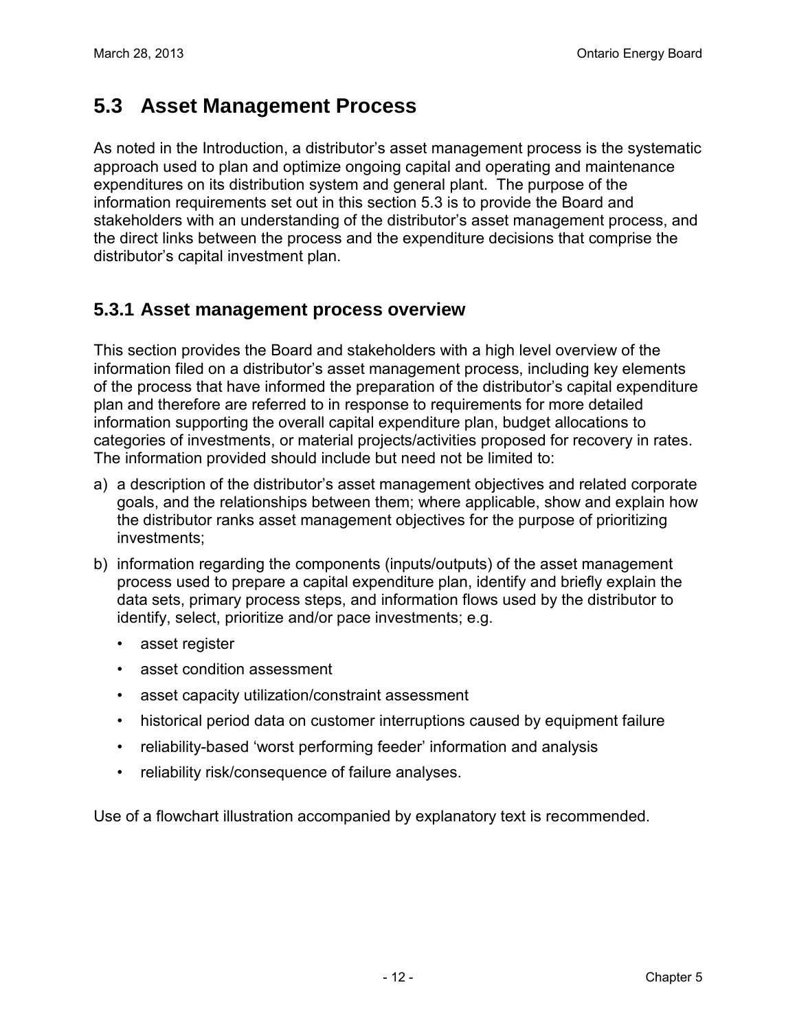## 5.3 Asset Management Process

As noted in the Introduction, a distributor's asset management process is the systematic approach used to plan and optimize ongoing capital and operating and maintenance expenditures on its distribution system and general plant. The purpose of the information requirements set out in this section 5.3 is to provide the Board and stakeholders with an understanding of the distributor's asset management process, and the direct links between the process and the expenditure decisions that comprise the distributor's capital investment plan.

### 5.3.1 Asset management process overview

This section provides the Board and stakeholders with a high level overview of the information filed on a distributor's asset management process, including key elements of the process that have informed the preparation of the distributor's capital expenditure plan and therefore are referred to in response to requirements for more detailed information supporting the overall capital expenditure plan, budget allocations to categories of investments, or material projects/activities proposed for recovery in rates. The information provided should include but need not be limited to:

a) a description of the distributor's asset management objectives and related corporate goals, and the relationships between them; where applicable, show and explain how the distributor ranks asset management objectives for the purpose of prioritizing investments;

b) information regarding the components (inputs/outputs) of the asset management process used to prepare a capital expenditure plan, identify and briefly explain the data sets, primary process steps, and information flows used by the distributor to identify, select, prioritize and/or pace investments; e.g.

   - asset register
   - asset condition assessment
   - asset capacity utilization/constraint assessment
   - historical period data on customer interruptions caused by equipment failure
   - reliability-based 'worst performing feeder' information and analysis
   - reliability risk/consequence of failure analyses.

Use of a flowchart illustration accompanied by explanatory text is recommended.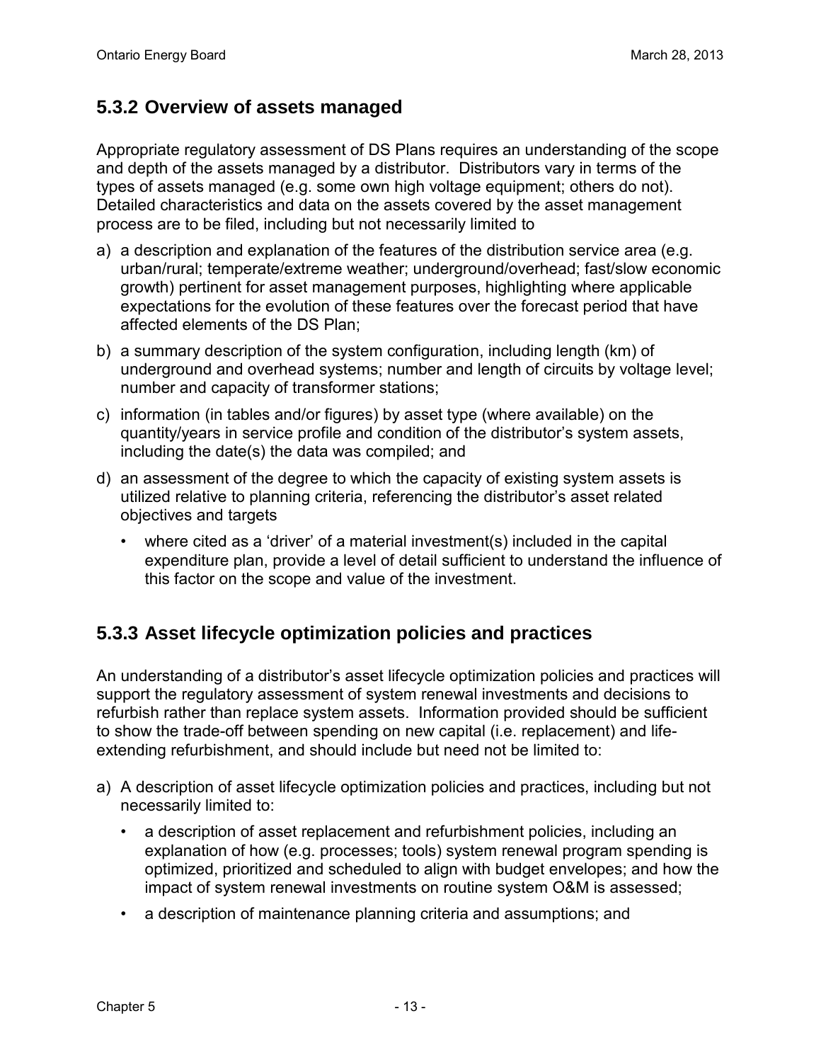### 5.3.2 Overview of assets managed

Appropriate regulatory assessment of DS Plans requires an understanding of the scope and depth of the assets managed by a distributor. Distributors vary in terms of the types of assets managed (e.g. some own high voltage equipment; others do not). Detailed characteristics and data on the assets covered by the asset management process are to be filed, including but not necessarily limited to

a) a description and explanation of the features of the distribution service area (e.g. urban/rural; temperate/extreme weather; underground/overhead; fast/slow economic growth) pertinent for asset management purposes, highlighting where applicable expectations for the evolution of these features over the forecast period that have affected elements of the DS Plan;

b) a summary description of the system configuration, including length (km) of underground and overhead systems; number and length of circuits by voltage level; number and capacity of transformer stations;

c) information (in tables and/or figures) by asset type (where available) on the quantity/years in service profile and condition of the distributor's system assets, including the date(s) the data was compiled; and

d) an assessment of the degree to which the capacity of existing system assets is utilized relative to planning criteria, referencing the distributor's asset related objectives and targets
   - where cited as a 'driver' of a material investment(s) included in the capital expenditure plan, provide a level of detail sufficient to understand the influence of this factor on the scope and value of the investment.

### 5.3.3 Asset lifecycle optimization policies and practices

An understanding of a distributor's asset lifecycle optimization policies and practices will support the regulatory assessment of system renewal investments and decisions to refurbish rather than replace system assets. Information provided should be sufficient to show the trade-off between spending on new capital (i.e. replacement) and life-extending refurbishment, and should include but need not be limited to:

a) A description of asset lifecycle optimization policies and practices, including but not necessarily limited to:
   - a description of asset replacement and refurbishment policies, including an explanation of how (e.g. processes; tools) system renewal program spending is optimized, prioritized and scheduled to align with budget envelopes; and how the impact of system renewal investments on routine system O&M is assessed;
   - a description of maintenance planning criteria and assumptions; and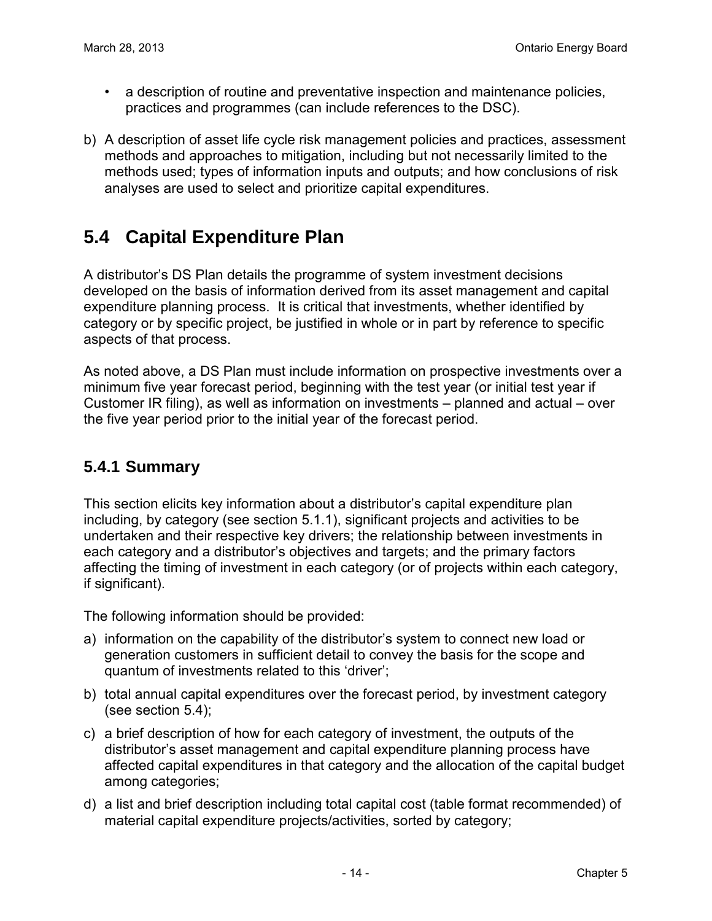- a description of routine and preventative inspection and maintenance policies, practices and programmes (can include references to the DSC).

b) A description of asset life cycle risk management policies and practices, assessment methods and approaches to mitigation, including but not necessarily limited to the methods used; types of information inputs and outputs; and how conclusions of risk analyses are used to select and prioritize capital expenditures.

## 5.4 Capital Expenditure Plan

A distributor's DS Plan details the programme of system investment decisions developed on the basis of information derived from its asset management and capital expenditure planning process. It is critical that investments, whether identified by category or by specific project, be justified in whole or in part by reference to specific aspects of that process.

As noted above, a DS Plan must include information on prospective investments over a minimum five year forecast period, beginning with the test year (or initial test year if Customer IR filing), as well as information on investments – planned and actual – over the five year period prior to the initial year of the forecast period.

### 5.4.1 Summary

This section elicits key information about a distributor's capital expenditure plan including, by category (see section 5.1.1), significant projects and activities to be undertaken and their respective key drivers; the relationship between investments in each category and a distributor's objectives and targets; and the primary factors affecting the timing of investment in each category (or of projects within each category, if significant).

The following information should be provided:

a) information on the capability of the distributor's system to connect new load or generation customers in sufficient detail to convey the basis for the scope and quantum of investments related to this 'driver';

b) total annual capital expenditures over the forecast period, by investment category (see section 5.4);

c) a brief description of how for each category of investment, the outputs of the distributor's asset management and capital expenditure planning process have affected capital expenditures in that category and the allocation of the capital budget among categories;

d) a list and brief description including total capital cost (table format recommended) of material capital expenditure projects/activities, sorted by category;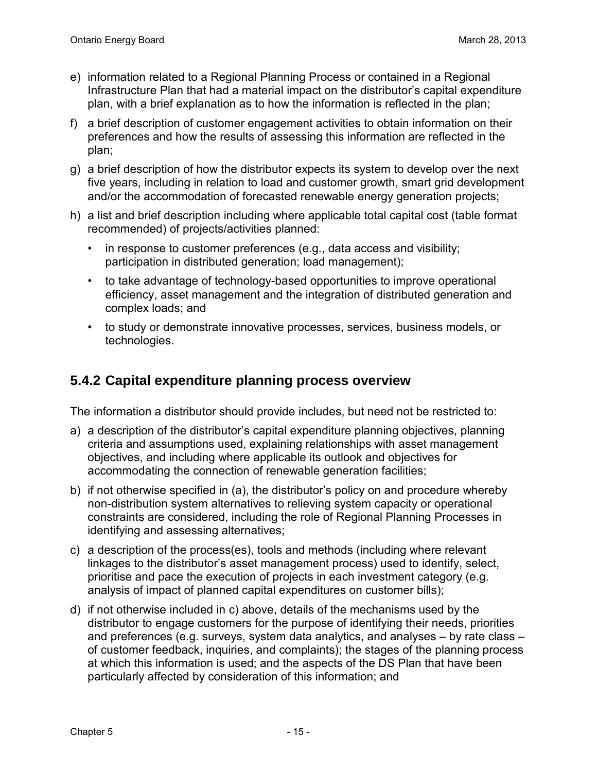e) information related to a Regional Planning Process or contained in a Regional Infrastructure Plan that had a material impact on the distributor's capital expenditure plan, with a brief explanation as to how the information is reflected in the plan;

f) a brief description of customer engagement activities to obtain information on their preferences and how the results of assessing this information are reflected in the plan;

g) a brief description of how the distributor expects its system to develop over the next five years, including in relation to load and customer growth, smart grid development and/or the accommodation of forecasted renewable energy generation projects;

h) a list and brief description including where applicable total capital cost (table format recommended) of projects/activities planned:

   - in response to customer preferences (e.g., data access and visibility; participation in distributed generation; load management);
   - to take advantage of technology-based opportunities to improve operational efficiency, asset management and the integration of distributed generation and complex loads; and
   - to study or demonstrate innovative processes, services, business models, or technologies.

### 5.4.2 Capital expenditure planning process overview

The information a distributor should provide includes, but need not be restricted to:

a) a description of the distributor's capital expenditure planning objectives, planning criteria and assumptions used, explaining relationships with asset management objectives, and including where applicable its outlook and objectives for accommodating the connection of renewable generation facilities;

b) if not otherwise specified in (a), the distributor's policy on and procedure whereby non-distribution system alternatives to relieving system capacity or operational constraints are considered, including the role of Regional Planning Processes in identifying and assessing alternatives;

c) a description of the process(es), tools and methods (including where relevant linkages to the distributor's asset management process) used to identify, select, prioritise and pace the execution of projects in each investment category (e.g. analysis of impact of planned capital expenditures on customer bills);

d) if not otherwise included in c) above, details of the mechanisms used by the distributor to engage customers for the purpose of identifying their needs, priorities and preferences (e.g. surveys, system data analytics, and analyses – by rate class – of customer feedback, inquiries, and complaints); the stages of the planning process at which this information is used; and the aspects of the DS Plan that have been particularly affected by consideration of this information; and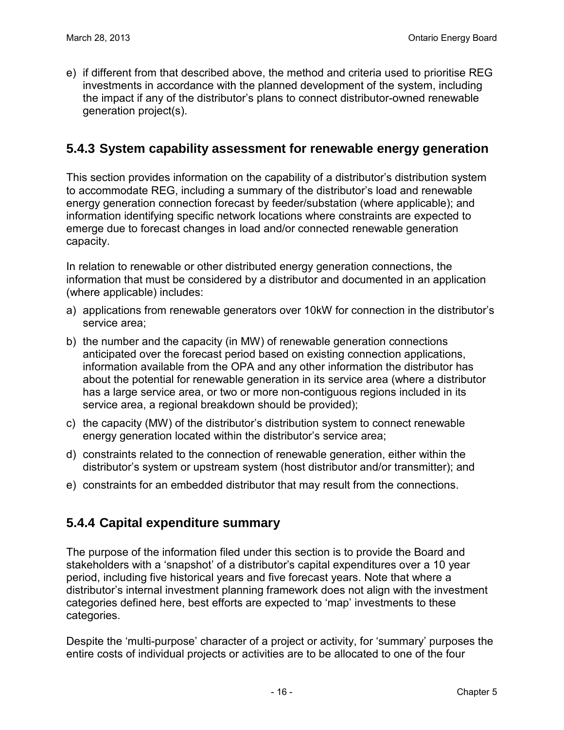e) if different from that described above, the method and criteria used to prioritise REG investments in accordance with the planned development of the system, including the impact if any of the distributor's plans to connect distributor-owned renewable generation project(s).

### 5.4.3 System capability assessment for renewable energy generation

This section provides information on the capability of a distributor's distribution system to accommodate REG, including a summary of the distributor's load and renewable energy generation connection forecast by feeder/substation (where applicable); and information identifying specific network locations where constraints are expected to emerge due to forecast changes in load and/or connected renewable generation capacity.

In relation to renewable or other distributed energy generation connections, the information that must be considered by a distributor and documented in an application (where applicable) includes:

a) applications from renewable generators over 10kW for connection in the distributor's service area;

b) the number and the capacity (in MW) of renewable generation connections anticipated over the forecast period based on existing connection applications, information available from the OPA and any other information the distributor has about the potential for renewable generation in its service area (where a distributor has a large service area, or two or more non-contiguous regions included in its service area, a regional breakdown should be provided);

c) the capacity (MW) of the distributor's distribution system to connect renewable energy generation located within the distributor's service area;

d) constraints related to the connection of renewable generation, either within the distributor's system or upstream system (host distributor and/or transmitter); and

e) constraints for an embedded distributor that may result from the connections.

### 5.4.4 Capital expenditure summary

The purpose of the information filed under this section is to provide the Board and stakeholders with a 'snapshot' of a distributor's capital expenditures over a 10 year period, including five historical years and five forecast years. Note that where a distributor's internal investment planning framework does not align with the investment categories defined here, best efforts are expected to 'map' investments to these categories.

Despite the 'multi-purpose' character of a project or activity, for 'summary' purposes the entire costs of individual projects or activities are to be allocated to one of the four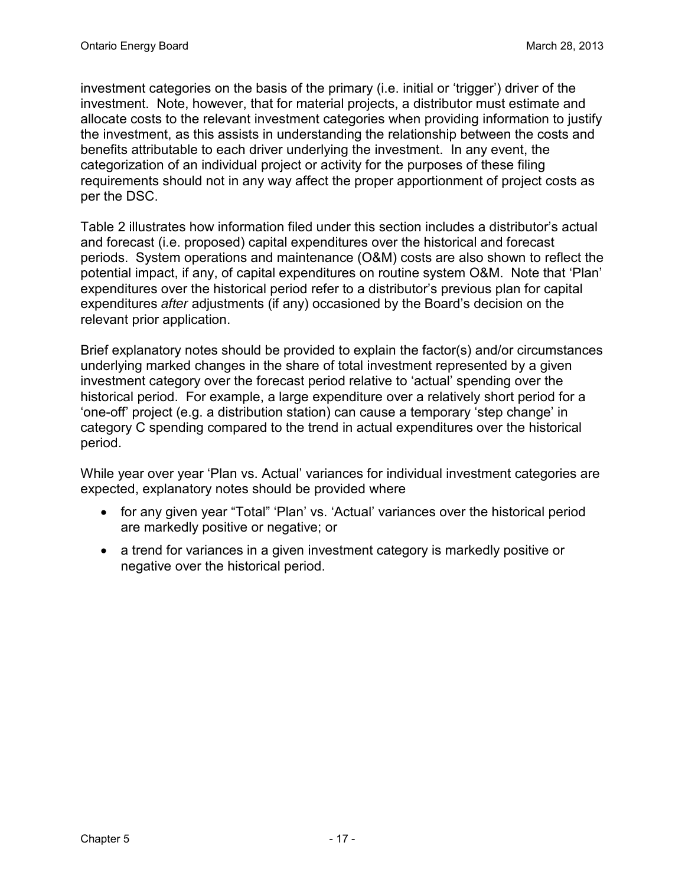investment categories on the basis of the primary (i.e. initial or 'trigger') driver of the investment. Note, however, that for material projects, a distributor must estimate and allocate costs to the relevant investment categories when providing information to justify the investment, as this assists in understanding the relationship between the costs and benefits attributable to each driver underlying the investment. In any event, the categorization of an individual project or activity for the purposes of these filing requirements should not in any way affect the proper apportionment of project costs as per the DSC.

Table 2 illustrates how information filed under this section includes a distributor's actual and forecast (i.e. proposed) capital expenditures over the historical and forecast periods. System operations and maintenance (O&M) costs are also shown to reflect the potential impact, if any, of capital expenditures on routine system O&M. Note that 'Plan' expenditures over the historical period refer to a distributor's previous plan for capital expenditures *after* adjustments (if any) occasioned by the Board's decision on the relevant prior application.

Brief explanatory notes should be provided to explain the factor(s) and/or circumstances underlying marked changes in the share of total investment represented by a given investment category over the forecast period relative to 'actual' spending over the historical period. For example, a large expenditure over a relatively short period for a 'one-off' project (e.g. a distribution station) can cause a temporary 'step change' in category C spending compared to the trend in actual expenditures over the historical period.

While year over year 'Plan vs. Actual' variances for individual investment categories are expected, explanatory notes should be provided where

- for any given year "Total" 'Plan' vs. 'Actual' variances over the historical period are markedly positive or negative; or
- a trend for variances in a given investment category is markedly positive or negative over the historical period.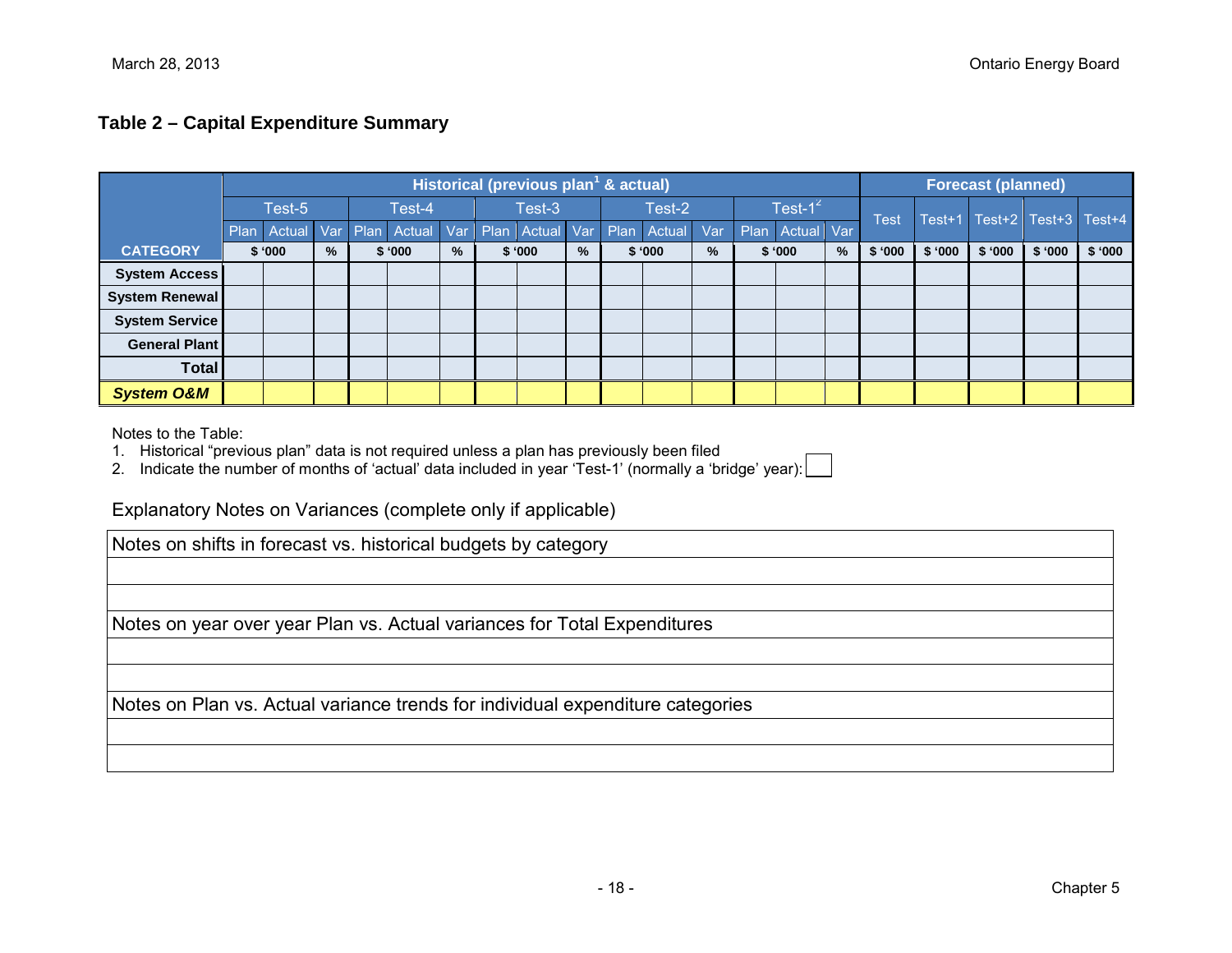## Table 2 – Capital Expenditure Summary

| CATEGORY | Historical (previous plan[1] & actual) | | | | | | | | | | | | | | | Forecast (planned) | | | | |
|---|---|---|---|---|---|---|---|---|---|---|---|---|---|---|---|---|---|---|---|---|
| | Test-5 | | | Test-4 | | | Test-3 | | | Test-2 | | | Test-1[2] | | | Test | Test+1 | Test+2 | Test+3 | Test+4 |
| | Plan | Actual | Var | Plan | Actual | Var | Plan | Actual | Var | Plan | Actual | Var | Plan | Actual | Var | | | | | |
| | $ '000 | | % | $ '000 | | % | $ '000 | | % | $ '000 | | % | $ '000 | | % | $ '000 | $ '000 | $ '000 | $ '000 | $ '000 |
| System Access | | | | | | | | | | | | | | | | | | | | |
| System Renewal | | | | | | | | | | | | | | | | | | | | |
| System Service | | | | | | | | | | | | | | | | | | | | |
| General Plant | | | | | | | | | | | | | | | | | | | | |
| **Total** | | | | | | | | | | | | | | | | | | | | |
| ***System O&M*** | | | | | | | | | | | | | | | | | | | | |

Notes to the Table:

1. Historical "previous plan" data is not required unless a plan has previously been filed
2. Indicate the number of months of 'actual' data included in year 'Test-1' (normally a 'bridge' year): ☐

Explanatory Notes on Variances (complete only if applicable)

| Notes on shifts in forecast vs. historical budgets by category |
|---|
| |
| |
| **Notes on year over year Plan vs. Actual variances for Total Expenditures** |
| |
| |
| **Notes on Plan vs. Actual variance trends for individual expenditure categories** |
| |
| |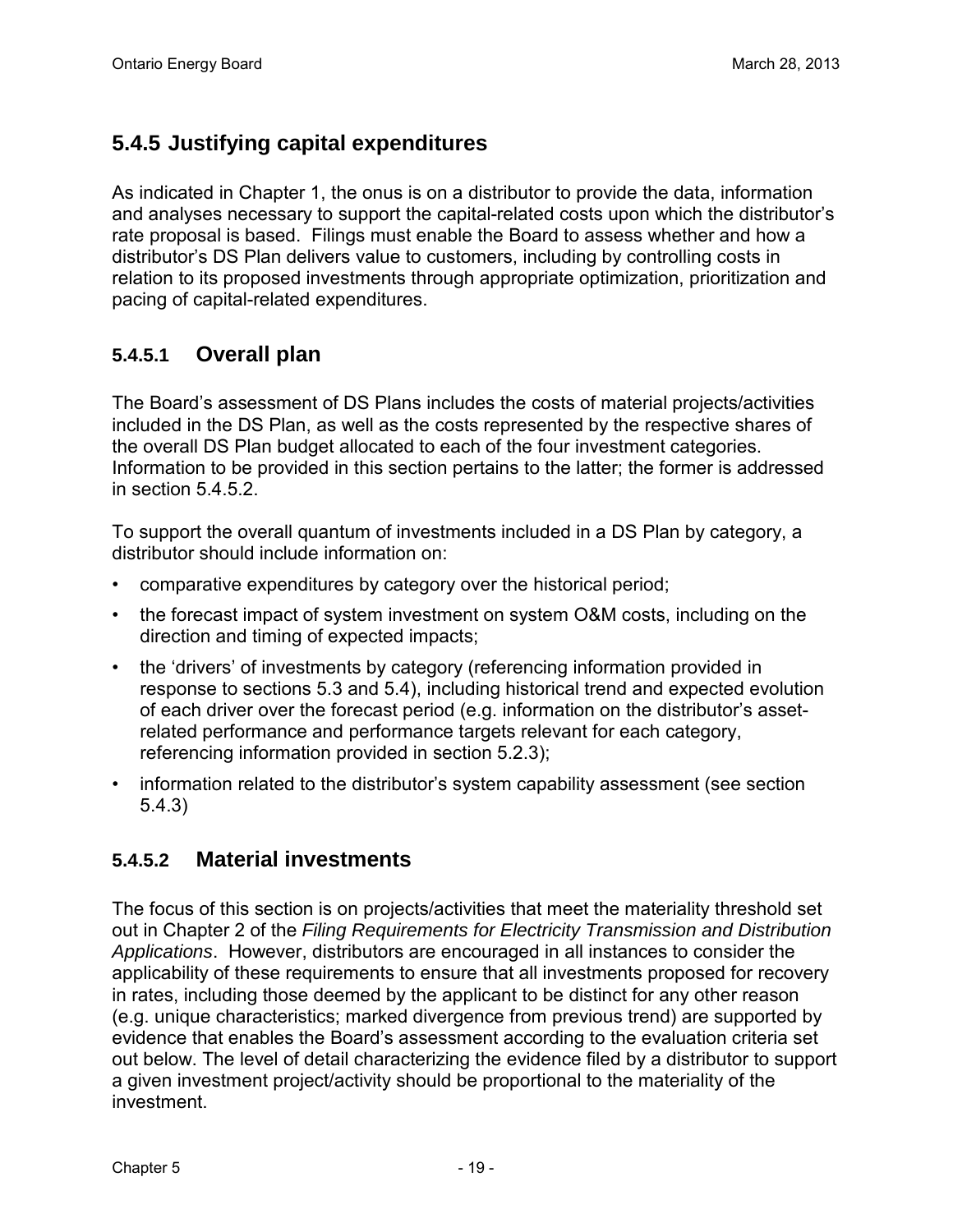## 5.4.5 Justifying capital expenditures

As indicated in Chapter 1, the onus is on a distributor to provide the data, information and analyses necessary to support the capital-related costs upon which the distributor's rate proposal is based. Filings must enable the Board to assess whether and how a distributor's DS Plan delivers value to customers, including by controlling costs in relation to its proposed investments through appropriate optimization, prioritization and pacing of capital-related expenditures.

### 5.4.5.1 Overall plan

The Board's assessment of DS Plans includes the costs of material projects/activities included in the DS Plan, as well as the costs represented by the respective shares of the overall DS Plan budget allocated to each of the four investment categories. Information to be provided in this section pertains to the latter; the former is addressed in section 5.4.5.2.

To support the overall quantum of investments included in a DS Plan by category, a distributor should include information on:

- comparative expenditures by category over the historical period;
- the forecast impact of system investment on system O&M costs, including on the direction and timing of expected impacts;
- the 'drivers' of investments by category (referencing information provided in response to sections 5.3 and 5.4), including historical trend and expected evolution of each driver over the forecast period (e.g. information on the distributor's asset-related performance and performance targets relevant for each category, referencing information provided in section 5.2.3);
- information related to the distributor's system capability assessment (see section 5.4.3)

### 5.4.5.2 Material investments

The focus of this section is on projects/activities that meet the materiality threshold set out in Chapter 2 of the *Filing Requirements for Electricity Transmission and Distribution Applications*. However, distributors are encouraged in all instances to consider the applicability of these requirements to ensure that all investments proposed for recovery in rates, including those deemed by the applicant to be distinct for any other reason (e.g. unique characteristics; marked divergence from previous trend) are supported by evidence that enables the Board's assessment according to the evaluation criteria set out below. The level of detail characterizing the evidence filed by a distributor to support a given investment project/activity should be proportional to the materiality of the investment.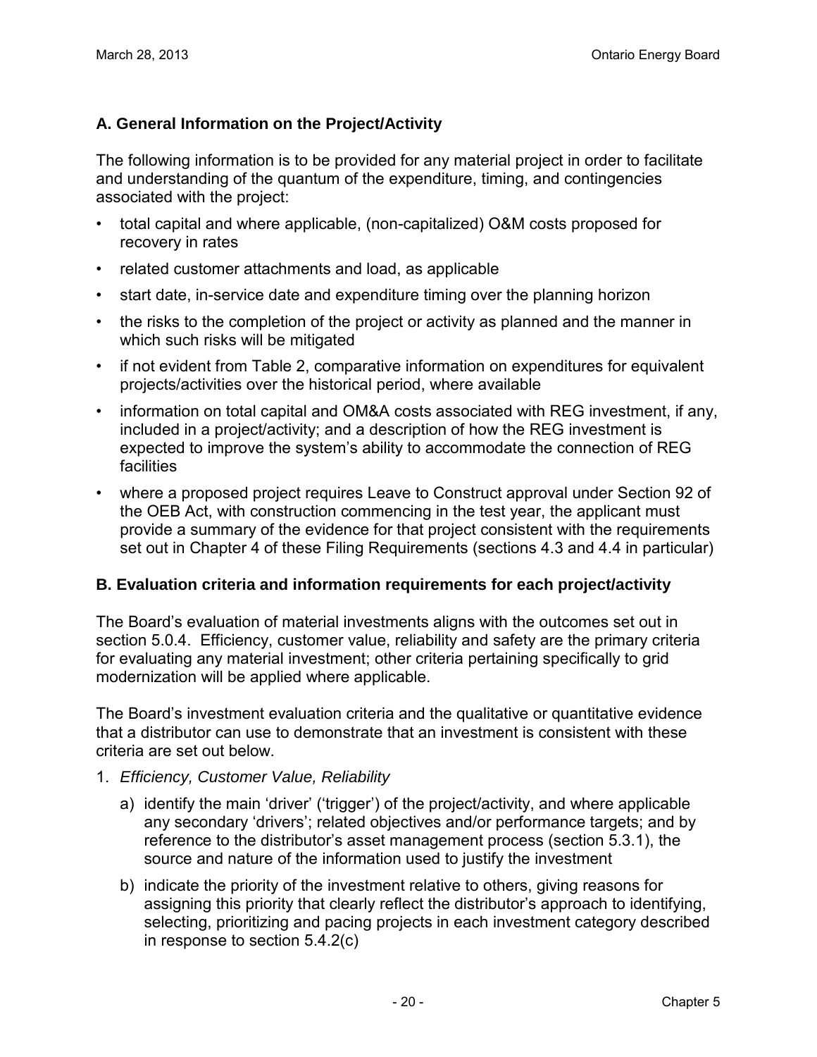### A. General Information on the Project/Activity

The following information is to be provided for any material project in order to facilitate and understanding of the quantum of the expenditure, timing, and contingencies associated with the project:

- total capital and where applicable, (non-capitalized) O&M costs proposed for recovery in rates
- related customer attachments and load, as applicable
- start date, in-service date and expenditure timing over the planning horizon
- the risks to the completion of the project or activity as planned and the manner in which such risks will be mitigated
- if not evident from Table 2, comparative information on expenditures for equivalent projects/activities over the historical period, where available
- information on total capital and OM&A costs associated with REG investment, if any, included in a project/activity; and a description of how the REG investment is expected to improve the system's ability to accommodate the connection of REG facilities
- where a proposed project requires Leave to Construct approval under Section 92 of the OEB Act, with construction commencing in the test year, the applicant must provide a summary of the evidence for that project consistent with the requirements set out in Chapter 4 of these Filing Requirements (sections 4.3 and 4.4 in particular)

### B. Evaluation criteria and information requirements for each project/activity

The Board's evaluation of material investments aligns with the outcomes set out in section 5.0.4. Efficiency, customer value, reliability and safety are the primary criteria for evaluating any material investment; other criteria pertaining specifically to grid modernization will be applied where applicable.

The Board's investment evaluation criteria and the qualitative or quantitative evidence that a distributor can use to demonstrate that an investment is consistent with these criteria are set out below.

1. *Efficiency, Customer Value, Reliability*
   a) identify the main 'driver' ('trigger') of the project/activity, and where applicable any secondary 'drivers'; related objectives and/or performance targets; and by reference to the distributor's asset management process (section 5.3.1), the source and nature of the information used to justify the investment
   b) indicate the priority of the investment relative to others, giving reasons for assigning this priority that clearly reflect the distributor's approach to identifying, selecting, prioritizing and pacing projects in each investment category described in response to section 5.4.2(c)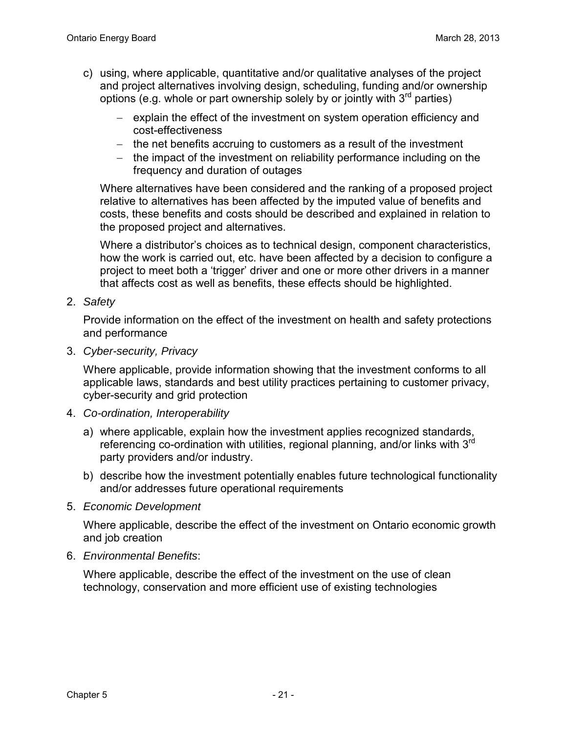c) using, where applicable, quantitative and/or qualitative analyses of the project and project alternatives involving design, scheduling, funding and/or ownership options (e.g. whole or part ownership solely by or jointly with 3rd parties)

   - explain the effect of the investment on system operation efficiency and cost-effectiveness
   - the net benefits accruing to customers as a result of the investment
   - the impact of the investment on reliability performance including on the frequency and duration of outages

   Where alternatives have been considered and the ranking of a proposed project relative to alternatives has been affected by the imputed value of benefits and costs, these benefits and costs should be described and explained in relation to the proposed project and alternatives.

   Where a distributor's choices as to technical design, component characteristics, how the work is carried out, etc. have been affected by a decision to configure a project to meet both a 'trigger' driver and one or more other drivers in a manner that affects cost as well as benefits, these effects should be highlighted.

2. *Safety*

   Provide information on the effect of the investment on health and safety protections and performance

3. *Cyber-security, Privacy*

   Where applicable, provide information showing that the investment conforms to all applicable laws, standards and best utility practices pertaining to customer privacy, cyber-security and grid protection

4. *Co-ordination, Interoperability*

   a) where applicable, explain how the investment applies recognized standards, referencing co-ordination with utilities, regional planning, and/or links with 3rd party providers and/or industry.

   b) describe how the investment potentially enables future technological functionality and/or addresses future operational requirements

5. *Economic Development*

   Where applicable, describe the effect of the investment on Ontario economic growth and job creation

6. *Environmental Benefits*:

   Where applicable, describe the effect of the investment on the use of clean technology, conservation and more efficient use of existing technologies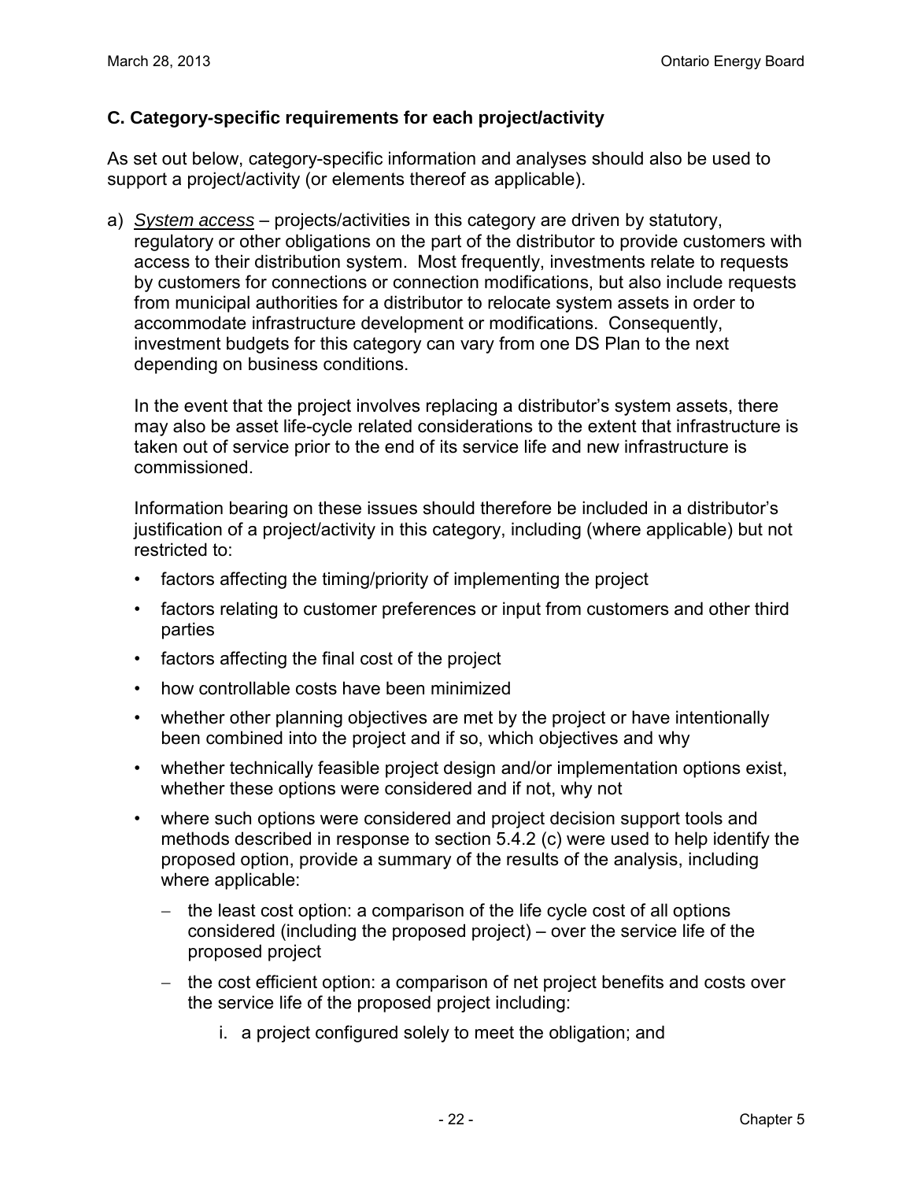### C. Category-specific requirements for each project/activity

As set out below, category-specific information and analyses should also be used to support a project/activity (or elements thereof as applicable).

a) *System access* – projects/activities in this category are driven by statutory, regulatory or other obligations on the part of the distributor to provide customers with access to their distribution system. Most frequently, investments relate to requests by customers for connections or connection modifications, but also include requests from municipal authorities for a distributor to relocate system assets in order to accommodate infrastructure development or modifications. Consequently, investment budgets for this category can vary from one DS Plan to the next depending on business conditions.

   In the event that the project involves replacing a distributor's system assets, there may also be asset life-cycle related considerations to the extent that infrastructure is taken out of service prior to the end of its service life and new infrastructure is commissioned.

   Information bearing on these issues should therefore be included in a distributor's justification of a project/activity in this category, including (where applicable) but not restricted to:

   - factors affecting the timing/priority of implementing the project
   - factors relating to customer preferences or input from customers and other third parties
   - factors affecting the final cost of the project
   - how controllable costs have been minimized
   - whether other planning objectives are met by the project or have intentionally been combined into the project and if so, which objectives and why
   - whether technically feasible project design and/or implementation options exist, whether these options were considered and if not, why not
   - where such options were considered and project decision support tools and methods described in response to section 5.4.2 (c) were used to help identify the proposed option, provide a summary of the results of the analysis, including where applicable:
     - the least cost option: a comparison of the life cycle cost of all options considered (including the proposed project) – over the service life of the proposed project
     - the cost efficient option: a comparison of net project benefits and costs over the service life of the proposed project including:
       i. a project configured solely to meet the obligation; and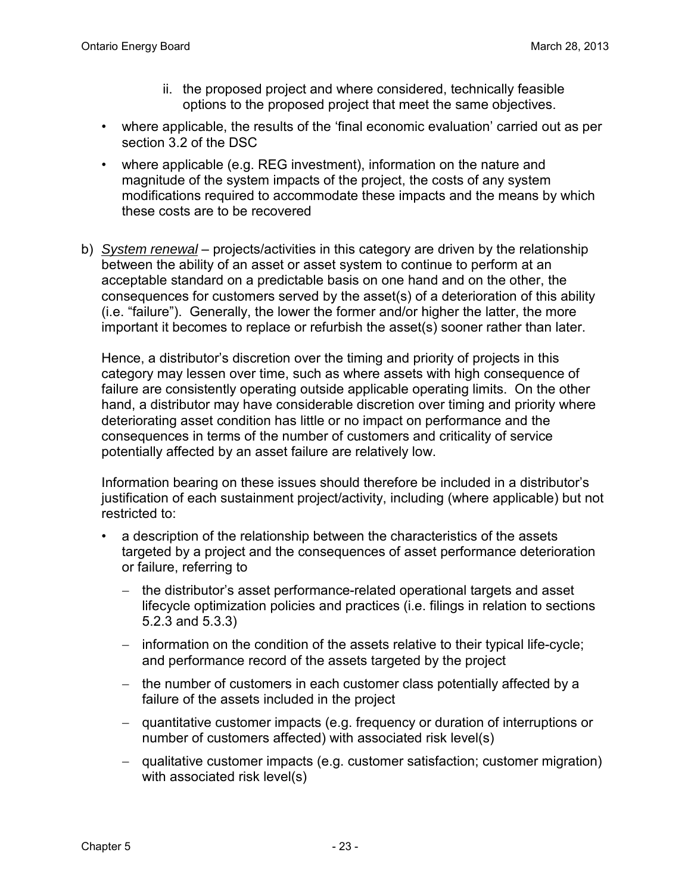ii. the proposed project and where considered, technically feasible options to the proposed project that meet the same objectives.

- where applicable, the results of the 'final economic evaluation' carried out as per section 3.2 of the DSC
- where applicable (e.g. REG investment), information on the nature and magnitude of the system impacts of the project, the costs of any system modifications required to accommodate these impacts and the means by which these costs are to be recovered

b) <u>*System renewal*</u> – projects/activities in this category are driven by the relationship between the ability of an asset or asset system to continue to perform at an acceptable standard on a predictable basis on one hand and on the other, the consequences for customers served by the asset(s) of a deterioration of this ability (i.e. "failure"). Generally, the lower the former and/or higher the latter, the more important it becomes to replace or refurbish the asset(s) sooner rather than later.

Hence, a distributor's discretion over the timing and priority of projects in this category may lessen over time, such as where assets with high consequence of failure are consistently operating outside applicable operating limits. On the other hand, a distributor may have considerable discretion over timing and priority where deteriorating asset condition has little or no impact on performance and the consequences in terms of the number of customers and criticality of service potentially affected by an asset failure are relatively low.

Information bearing on these issues should therefore be included in a distributor's justification of each sustainment project/activity, including (where applicable) but not restricted to:

- a description of the relationship between the characteristics of the assets targeted by a project and the consequences of asset performance deterioration or failure, referring to
  - the distributor's asset performance-related operational targets and asset lifecycle optimization policies and practices (i.e. filings in relation to sections 5.2.3 and 5.3.3)
  - information on the condition of the assets relative to their typical life-cycle; and performance record of the assets targeted by the project
  - the number of customers in each customer class potentially affected by a failure of the assets included in the project
  - quantitative customer impacts (e.g. frequency or duration of interruptions or number of customers affected) with associated risk level(s)
  - qualitative customer impacts (e.g. customer satisfaction; customer migration) with associated risk level(s)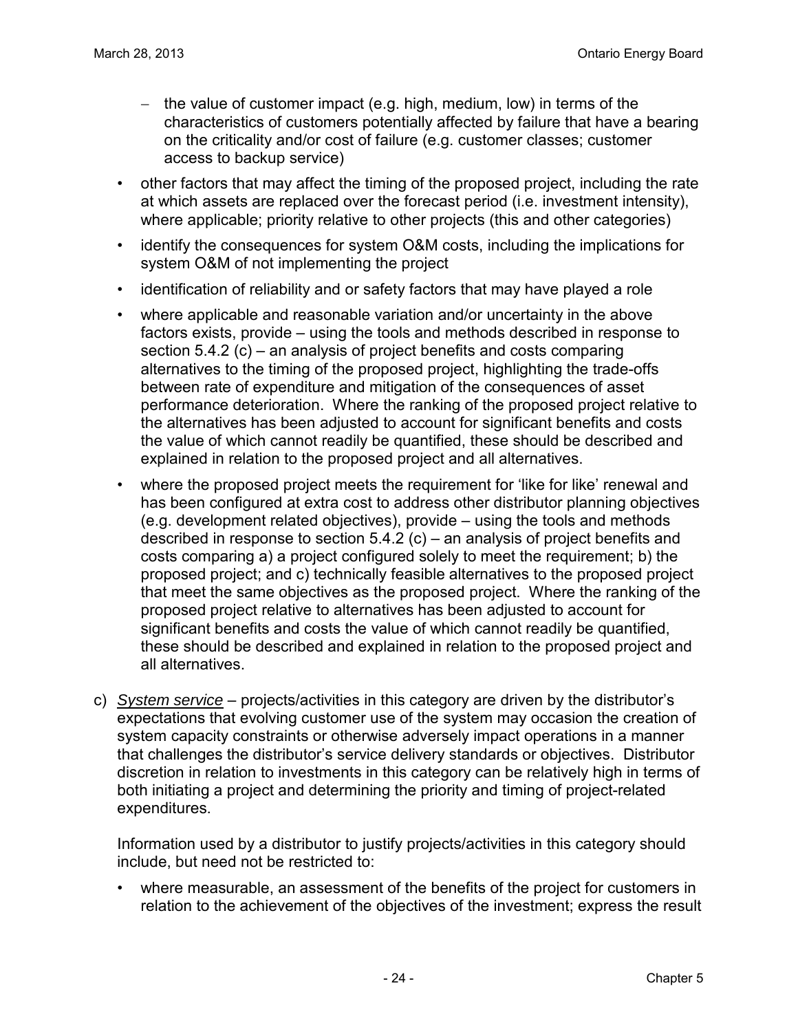- the value of customer impact (e.g. high, medium, low) in terms of the characteristics of customers potentially affected by failure that have a bearing on the criticality and/or cost of failure (e.g. customer classes; customer access to backup service)

- other factors that may affect the timing of the proposed project, including the rate at which assets are replaced over the forecast period (i.e. investment intensity), where applicable; priority relative to other projects (this and other categories)
- identify the consequences for system O&M costs, including the implications for system O&M of not implementing the project
- identification of reliability and or safety factors that may have played a role
- where applicable and reasonable variation and/or uncertainty in the above factors exists, provide – using the tools and methods described in response to section 5.4.2 (c) – an analysis of project benefits and costs comparing alternatives to the timing of the proposed project, highlighting the trade-offs between rate of expenditure and mitigation of the consequences of asset performance deterioration. Where the ranking of the proposed project relative to the alternatives has been adjusted to account for significant benefits and costs the value of which cannot readily be quantified, these should be described and explained in relation to the proposed project and all alternatives.
- where the proposed project meets the requirement for 'like for like' renewal and has been configured at extra cost to address other distributor planning objectives (e.g. development related objectives), provide – using the tools and methods described in response to section 5.4.2 (c) – an analysis of project benefits and costs comparing a) a project configured solely to meet the requirement; b) the proposed project; and c) technically feasible alternatives to the proposed project that meet the same objectives as the proposed project. Where the ranking of the proposed project relative to alternatives has been adjusted to account for significant benefits and costs the value of which cannot readily be quantified, these should be described and explained in relation to the proposed project and all alternatives.

c) *System service* – projects/activities in this category are driven by the distributor's expectations that evolving customer use of the system may occasion the creation of system capacity constraints or otherwise adversely impact operations in a manner that challenges the distributor's service delivery standards or objectives. Distributor discretion in relation to investments in this category can be relatively high in terms of both initiating a project and determining the priority and timing of project-related expenditures.

   Information used by a distributor to justify projects/activities in this category should include, but need not be restricted to:

   - where measurable, an assessment of the benefits of the project for customers in relation to the achievement of the objectives of the investment; express the result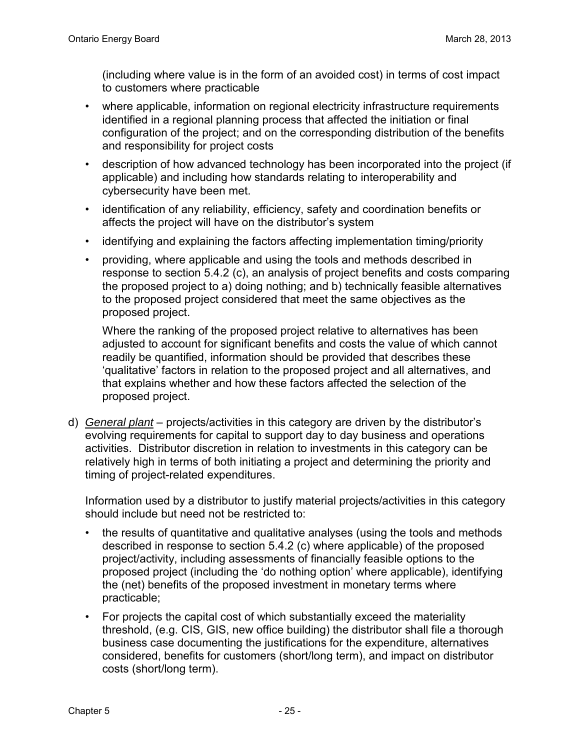(including where value is in the form of an avoided cost) in terms of cost impact to customers where practicable

- where applicable, information on regional electricity infrastructure requirements identified in a regional planning process that affected the initiation or final configuration of the project; and on the corresponding distribution of the benefits and responsibility for project costs
- description of how advanced technology has been incorporated into the project (if applicable) and including how standards relating to interoperability and cybersecurity have been met.
- identification of any reliability, efficiency, safety and coordination benefits or affects the project will have on the distributor's system
- identifying and explaining the factors affecting implementation timing/priority
- providing, where applicable and using the tools and methods described in response to section 5.4.2 (c), an analysis of project benefits and costs comparing the proposed project to a) doing nothing; and b) technically feasible alternatives to the proposed project considered that meet the same objectives as the proposed project.

  Where the ranking of the proposed project relative to alternatives has been adjusted to account for significant benefits and costs the value of which cannot readily be quantified, information should be provided that describes these 'qualitative' factors in relation to the proposed project and all alternatives, and that explains whether and how these factors affected the selection of the proposed project.

d) *General plant* – projects/activities in this category are driven by the distributor's evolving requirements for capital to support day to day business and operations activities. Distributor discretion in relation to investments in this category can be relatively high in terms of both initiating a project and determining the priority and timing of project-related expenditures.

   Information used by a distributor to justify material projects/activities in this category should include but need not be restricted to:

   - the results of quantitative and qualitative analyses (using the tools and methods described in response to section 5.4.2 (c) where applicable) of the proposed project/activity, including assessments of financially feasible options to the proposed project (including the 'do nothing option' where applicable), identifying the (net) benefits of the proposed investment in monetary terms where practicable;
   - For projects the capital cost of which substantially exceed the materiality threshold, (e.g. CIS, GIS, new office building) the distributor shall file a thorough business case documenting the justifications for the expenditure, alternatives considered, benefits for customers (short/long term), and impact on distributor costs (short/long term).